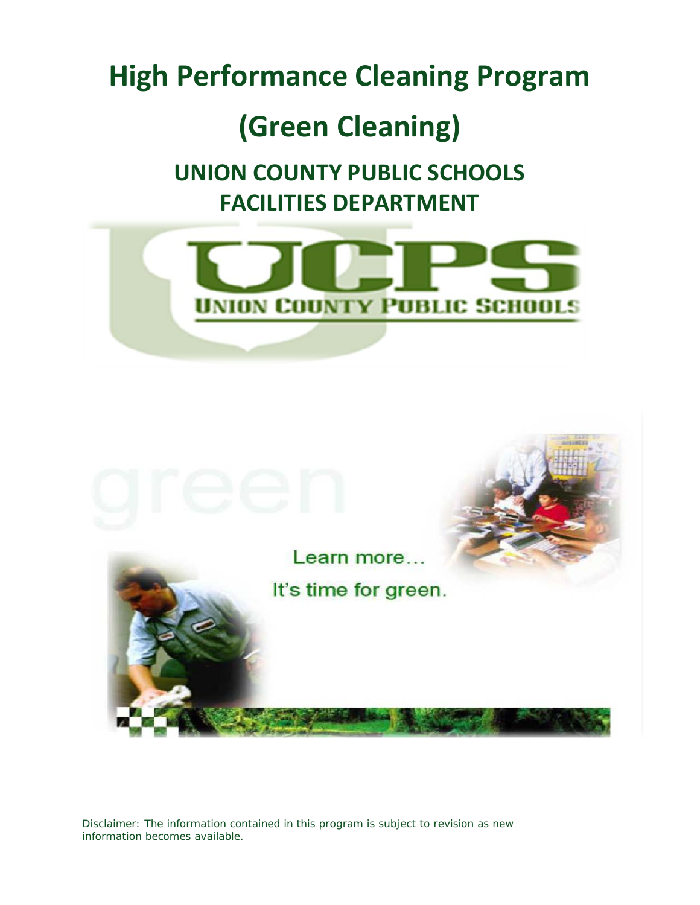# High Performance Cleaning Program

# (Green Cleaning)

## UNION COUNTY PUBLIC SCHOOLS
## FACILITIES DEPARTMENT

Disclaimer: The information contained in this program is subject to revision as new information becomes available.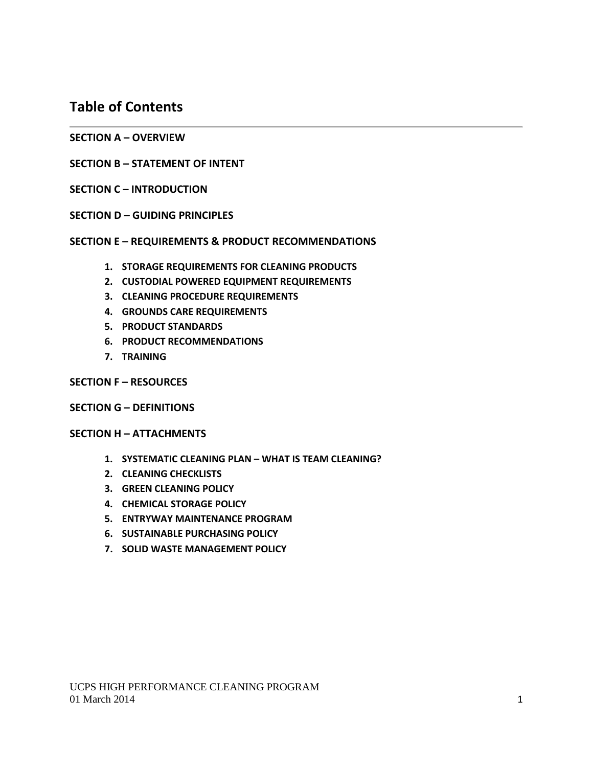## Table of Contents

**SECTION A – OVERVIEW**

**SECTION B – STATEMENT OF INTENT**

**SECTION C – INTRODUCTION**

**SECTION D – GUIDING PRINCIPLES**

**SECTION E – REQUIREMENTS & PRODUCT RECOMMENDATIONS**

1. **STORAGE REQUIREMENTS FOR CLEANING PRODUCTS**
2. **CUSTODIAL POWERED EQUIPMENT REQUIREMENTS**
3. **CLEANING PROCEDURE REQUIREMENTS**
4. **GROUNDS CARE REQUIREMENTS**
5. **PRODUCT STANDARDS**
6. **PRODUCT RECOMMENDATIONS**
7. **TRAINING**

**SECTION F – RESOURCES**

**SECTION G – DEFINITIONS**

**SECTION H – ATTACHMENTS**

1. **SYSTEMATIC CLEANING PLAN – WHAT IS TEAM CLEANING?**
2. **CLEANING CHECKLISTS**
3. **GREEN CLEANING POLICY**
4. **CHEMICAL STORAGE POLICY**
5. **ENTRYWAY MAINTENANCE PROGRAM**
6. **SUSTAINABLE PURCHASING POLICY**
7. **SOLID WASTE MANAGEMENT POLICY**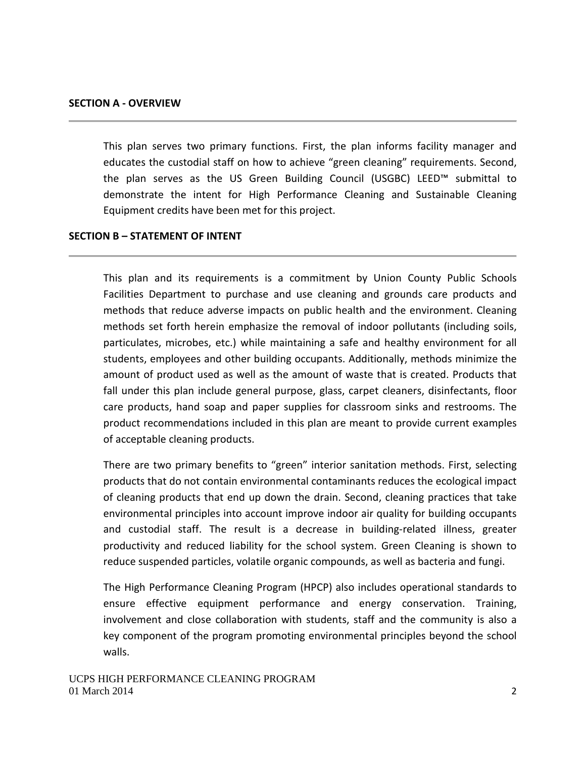## SECTION A - OVERVIEW

This plan serves two primary functions. First, the plan informs facility manager and educates the custodial staff on how to achieve “green cleaning” requirements. Second, the plan serves as the US Green Building Council (USGBC) LEED™ submittal to demonstrate the intent for High Performance Cleaning and Sustainable Cleaning Equipment credits have been met for this project.

## SECTION B – STATEMENT OF INTENT

This plan and its requirements is a commitment by Union County Public Schools Facilities Department to purchase and use cleaning and grounds care products and methods that reduce adverse impacts on public health and the environment. Cleaning methods set forth herein emphasize the removal of indoor pollutants (including soils, particulates, microbes, etc.) while maintaining a safe and healthy environment for all students, employees and other building occupants. Additionally, methods minimize the amount of product used as well as the amount of waste that is created. Products that fall under this plan include general purpose, glass, carpet cleaners, disinfectants, floor care products, hand soap and paper supplies for classroom sinks and restrooms. The product recommendations included in this plan are meant to provide current examples of acceptable cleaning products.

There are two primary benefits to “green” interior sanitation methods. First, selecting products that do not contain environmental contaminants reduces the ecological impact of cleaning products that end up down the drain. Second, cleaning practices that take environmental principles into account improve indoor air quality for building occupants and custodial staff. The result is a decrease in building-related illness, greater productivity and reduced liability for the school system. Green Cleaning is shown to reduce suspended particles, volatile organic compounds, as well as bacteria and fungi.

The High Performance Cleaning Program (HPCP) also includes operational standards to ensure effective equipment performance and energy conservation. Training, involvement and close collaboration with students, staff and the community is also a key component of the program promoting environmental principles beyond the school walls.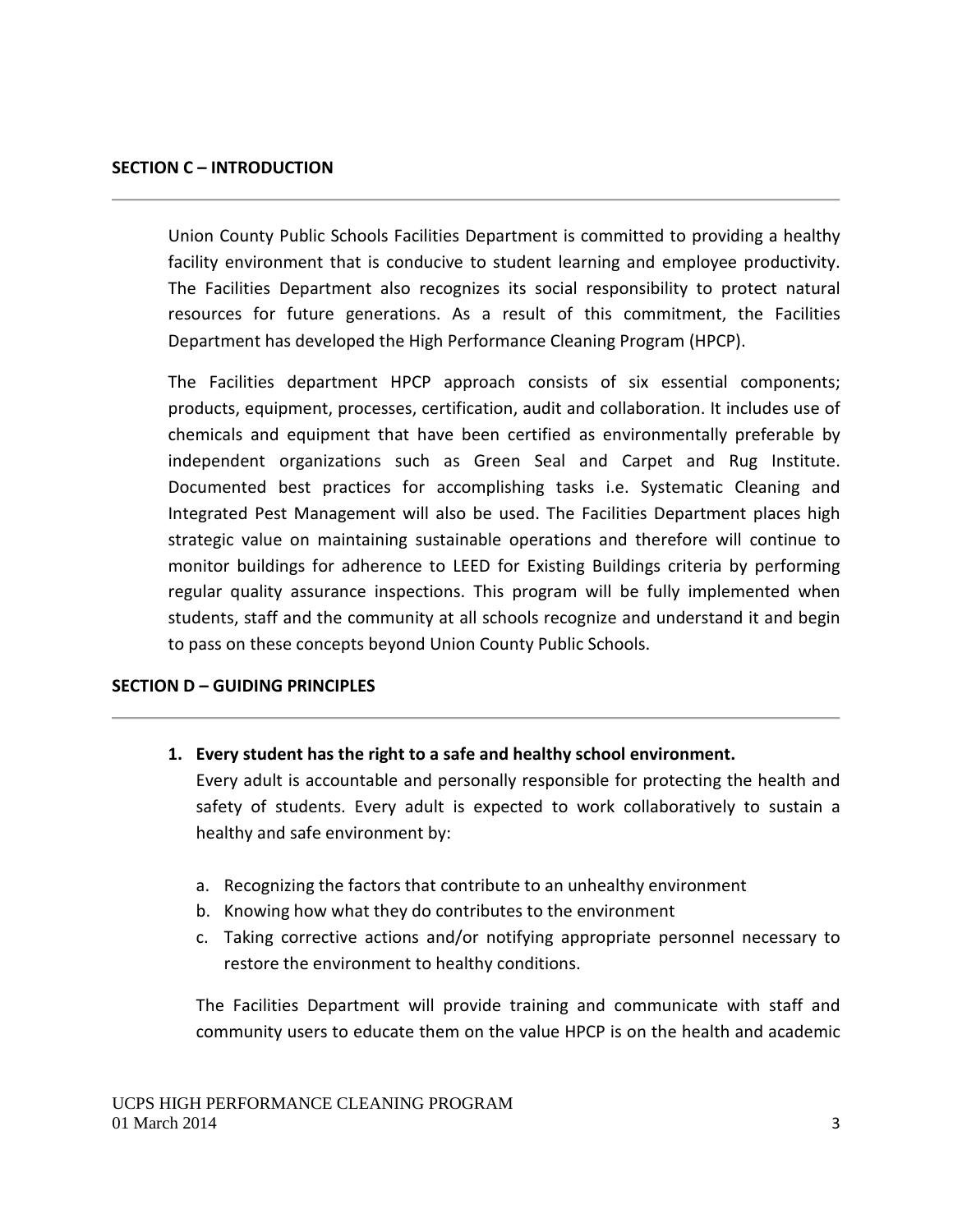## SECTION C – INTRODUCTION

Union County Public Schools Facilities Department is committed to providing a healthy facility environment that is conducive to student learning and employee productivity. The Facilities Department also recognizes its social responsibility to protect natural resources for future generations. As a result of this commitment, the Facilities Department has developed the High Performance Cleaning Program (HPCP).

The Facilities department HPCP approach consists of six essential components; products, equipment, processes, certification, audit and collaboration. It includes use of chemicals and equipment that have been certified as environmentally preferable by independent organizations such as Green Seal and Carpet and Rug Institute. Documented best practices for accomplishing tasks i.e. Systematic Cleaning and Integrated Pest Management will also be used. The Facilities Department places high strategic value on maintaining sustainable operations and therefore will continue to monitor buildings for adherence to LEED for Existing Buildings criteria by performing regular quality assurance inspections. This program will be fully implemented when students, staff and the community at all schools recognize and understand it and begin to pass on these concepts beyond Union County Public Schools.

## SECTION D – GUIDING PRINCIPLES

1. **Every student has the right to a safe and healthy school environment.**
   Every adult is accountable and personally responsible for protecting the health and safety of students. Every adult is expected to work collaboratively to sustain a healthy and safe environment by:

   a. Recognizing the factors that contribute to an unhealthy environment
   b. Knowing how what they do contributes to the environment
   c. Taking corrective actions and/or notifying appropriate personnel necessary to restore the environment to healthy conditions.

   The Facilities Department will provide training and communicate with staff and community users to educate them on the value HPCP is on the health and academic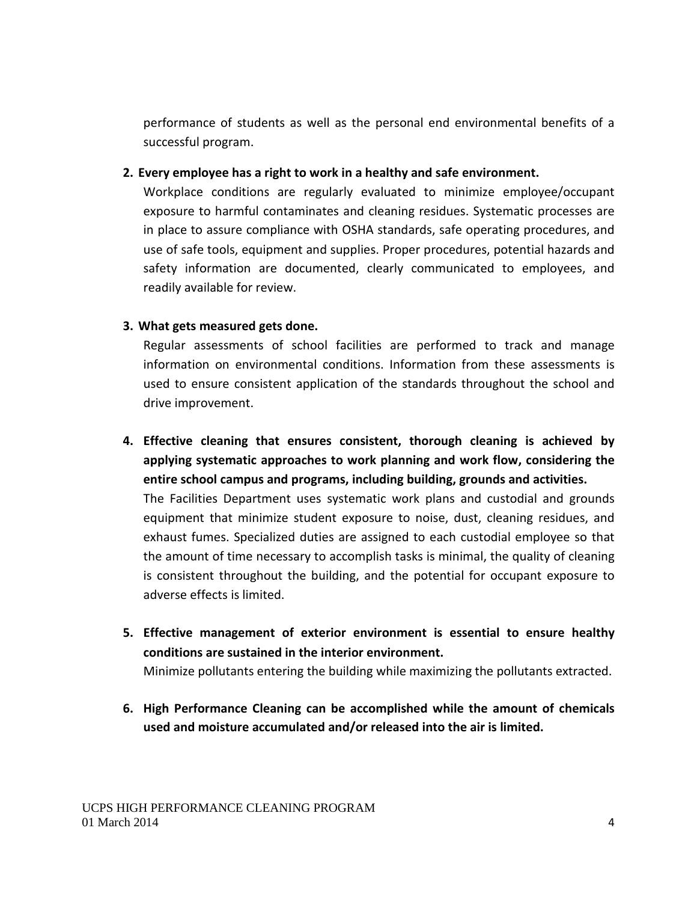performance of students as well as the personal end environmental benefits of a successful program.

2. **Every employee has a right to work in a healthy and safe environment.**
   Workplace conditions are regularly evaluated to minimize employee/occupant exposure to harmful contaminates and cleaning residues. Systematic processes are in place to assure compliance with OSHA standards, safe operating procedures, and use of safe tools, equipment and supplies. Proper procedures, potential hazards and safety information are documented, clearly communicated to employees, and readily available for review.

3. **What gets measured gets done.**
   Regular assessments of school facilities are performed to track and manage information on environmental conditions. Information from these assessments is used to ensure consistent application of the standards throughout the school and drive improvement.

4. **Effective cleaning that ensures consistent, thorough cleaning is achieved by applying systematic approaches to work planning and work flow, considering the entire school campus and programs, including building, grounds and activities.**
   The Facilities Department uses systematic work plans and custodial and grounds equipment that minimize student exposure to noise, dust, cleaning residues, and exhaust fumes. Specialized duties are assigned to each custodial employee so that the amount of time necessary to accomplish tasks is minimal, the quality of cleaning is consistent throughout the building, and the potential for occupant exposure to adverse effects is limited.

5. **Effective management of exterior environment is essential to ensure healthy conditions are sustained in the interior environment.**
   Minimize pollutants entering the building while maximizing the pollutants extracted.

6. **High Performance Cleaning can be accomplished while the amount of chemicals used and moisture accumulated and/or released into the air is limited.**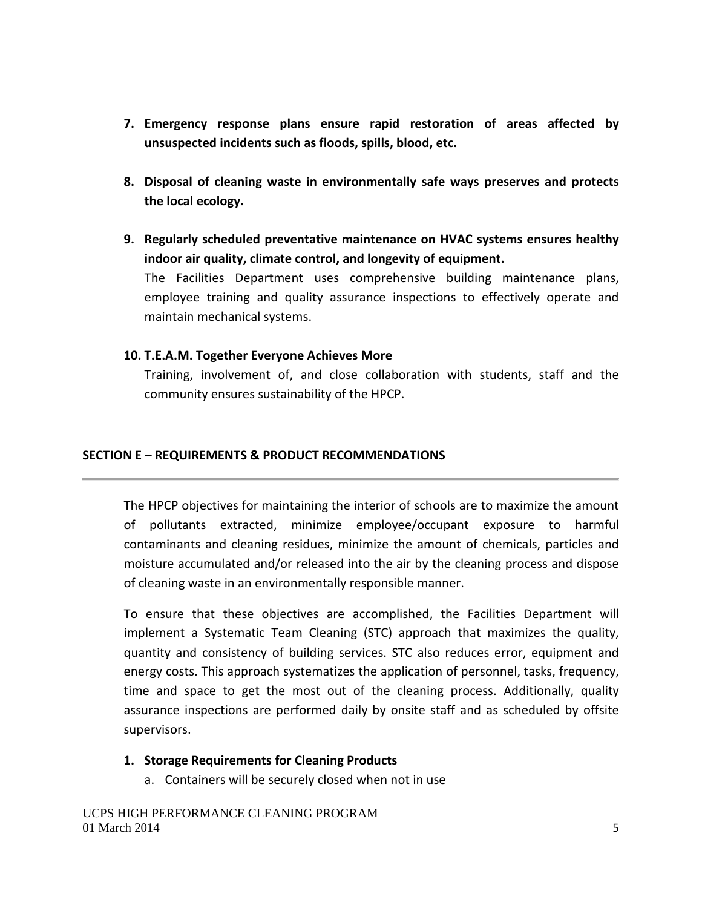7. **Emergency response plans ensure rapid restoration of areas affected by unsuspected incidents such as floods, spills, blood, etc.**

8. **Disposal of cleaning waste in environmentally safe ways preserves and protects the local ecology.**

9. **Regularly scheduled preventative maintenance on HVAC systems ensures healthy indoor air quality, climate control, and longevity of equipment.**
   The Facilities Department uses comprehensive building maintenance plans, employee training and quality assurance inspections to effectively operate and maintain mechanical systems.

10. **T.E.A.M. Together Everyone Achieves More**
    Training, involvement of, and close collaboration with students, staff and the community ensures sustainability of the HPCP.

## SECTION E – REQUIREMENTS & PRODUCT RECOMMENDATIONS

---

The HPCP objectives for maintaining the interior of schools are to maximize the amount of pollutants extracted, minimize employee/occupant exposure to harmful contaminants and cleaning residues, minimize the amount of chemicals, particles and moisture accumulated and/or released into the air by the cleaning process and dispose of cleaning waste in an environmentally responsible manner.

To ensure that these objectives are accomplished, the Facilities Department will implement a Systematic Team Cleaning (STC) approach that maximizes the quality, quantity and consistency of building services. STC also reduces error, equipment and energy costs. This approach systematizes the application of personnel, tasks, frequency, time and space to get the most out of the cleaning process. Additionally, quality assurance inspections are performed daily by onsite staff and as scheduled by offsite supervisors.

1. **Storage Requirements for Cleaning Products**
   a. Containers will be securely closed when not in use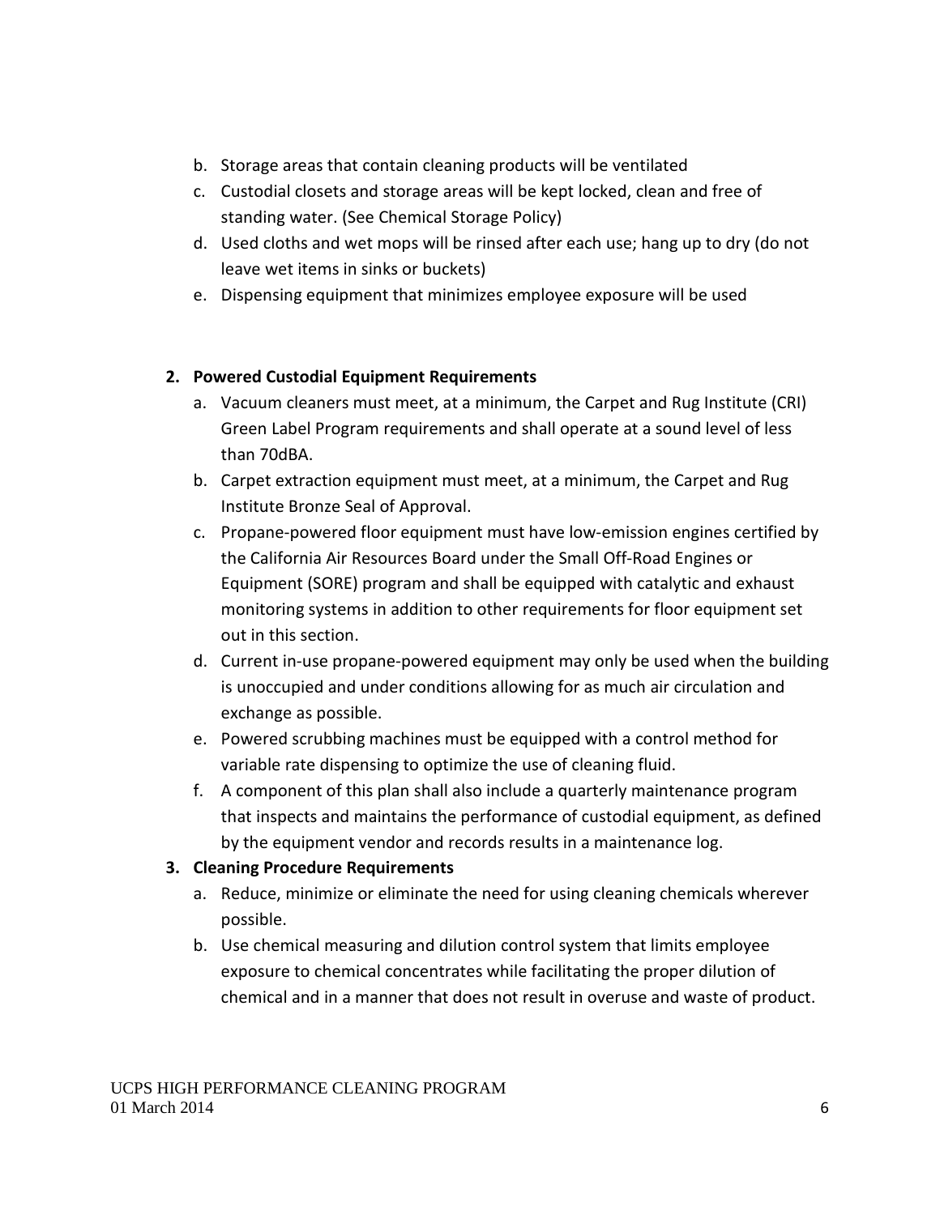b. Storage areas that contain cleaning products will be ventilated
c. Custodial closets and storage areas will be kept locked, clean and free of standing water. (See Chemical Storage Policy)
d. Used cloths and wet mops will be rinsed after each use; hang up to dry (do not leave wet items in sinks or buckets)
e. Dispensing equipment that minimizes employee exposure will be used

**2. Powered Custodial Equipment Requirements**

a. Vacuum cleaners must meet, at a minimum, the Carpet and Rug Institute (CRI) Green Label Program requirements and shall operate at a sound level of less than 70dBA.
b. Carpet extraction equipment must meet, at a minimum, the Carpet and Rug Institute Bronze Seal of Approval.
c. Propane-powered floor equipment must have low-emission engines certified by the California Air Resources Board under the Small Off-Road Engines or Equipment (SORE) program and shall be equipped with catalytic and exhaust monitoring systems in addition to other requirements for floor equipment set out in this section.
d. Current in-use propane-powered equipment may only be used when the building is unoccupied and under conditions allowing for as much air circulation and exchange as possible.
e. Powered scrubbing machines must be equipped with a control method for variable rate dispensing to optimize the use of cleaning fluid.
f. A component of this plan shall also include a quarterly maintenance program that inspects and maintains the performance of custodial equipment, as defined by the equipment vendor and records results in a maintenance log.

**3. Cleaning Procedure Requirements**

a. Reduce, minimize or eliminate the need for using cleaning chemicals wherever possible.
b. Use chemical measuring and dilution control system that limits employee exposure to chemical concentrates while facilitating the proper dilution of chemical and in a manner that does not result in overuse and waste of product.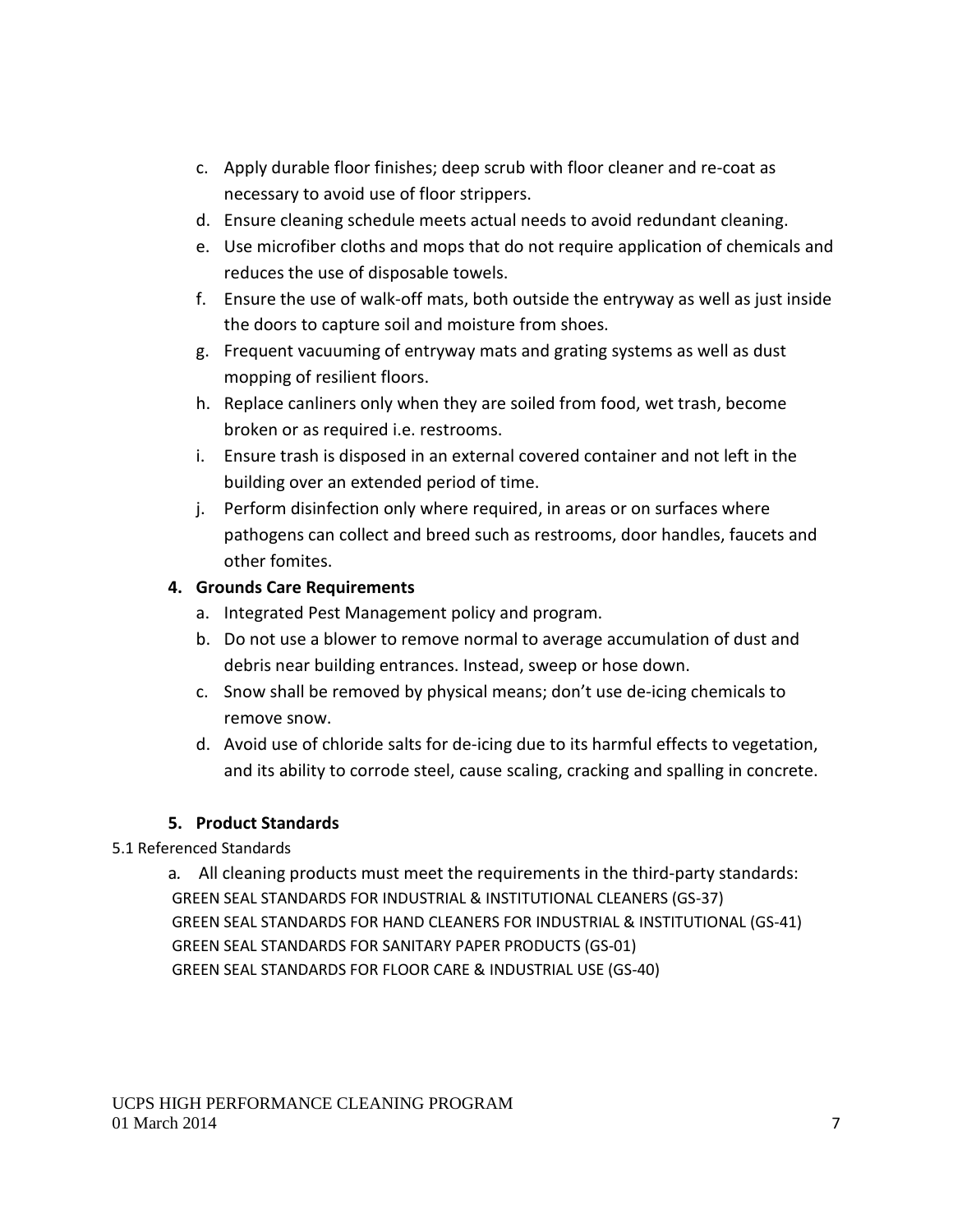c. Apply durable floor finishes; deep scrub with floor cleaner and re-coat as necessary to avoid use of floor strippers.
d. Ensure cleaning schedule meets actual needs to avoid redundant cleaning.
e. Use microfiber cloths and mops that do not require application of chemicals and reduces the use of disposable towels.
f. Ensure the use of walk-off mats, both outside the entryway as well as just inside the doors to capture soil and moisture from shoes.
g. Frequent vacuuming of entryway mats and grating systems as well as dust mopping of resilient floors.
h. Replace canliners only when they are soiled from food, wet trash, become broken or as required i.e. restrooms.
i. Ensure trash is disposed in an external covered container and not left in the building over an extended period of time.
j. Perform disinfection only where required, in areas or on surfaces where pathogens can collect and breed such as restrooms, door handles, faucets and other fomites.

**4. Grounds Care Requirements**

a. Integrated Pest Management policy and program.
b. Do not use a blower to remove normal to average accumulation of dust and debris near building entrances. Instead, sweep or hose down.
c. Snow shall be removed by physical means; don't use de-icing chemicals to remove snow.
d. Avoid use of chloride salts for de-icing due to its harmful effects to vegetation, and its ability to corrode steel, cause scaling, cracking and spalling in concrete.

**5. Product Standards**

5.1 Referenced Standards

a. All cleaning products must meet the requirements in the third-party standards:

GREEN SEAL STANDARDS FOR INDUSTRIAL & INSTITUTIONAL CLEANERS (GS-37)
GREEN SEAL STANDARDS FOR HAND CLEANERS FOR INDUSTRIAL & INSTITUTIONAL (GS-41)
GREEN SEAL STANDARDS FOR SANITARY PAPER PRODUCTS (GS-01)
GREEN SEAL STANDARDS FOR FLOOR CARE & INDUSTRIAL USE (GS-40)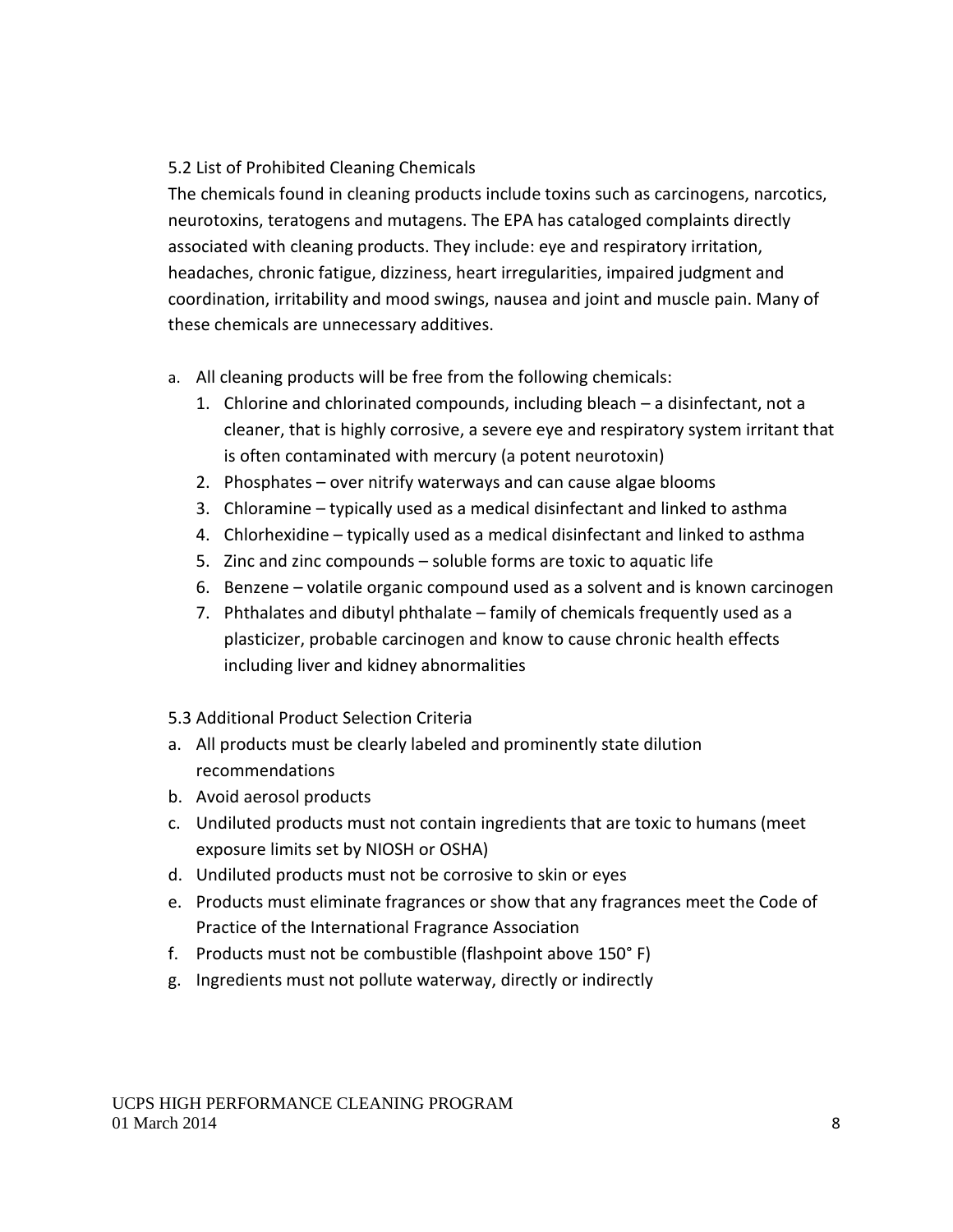### 5.2 List of Prohibited Cleaning Chemicals

The chemicals found in cleaning products include toxins such as carcinogens, narcotics, neurotoxins, teratogens and mutagens. The EPA has cataloged complaints directly associated with cleaning products. They include: eye and respiratory irritation, headaches, chronic fatigue, dizziness, heart irregularities, impaired judgment and coordination, irritability and mood swings, nausea and joint and muscle pain. Many of these chemicals are unnecessary additives.

a. All cleaning products will be free from the following chemicals:
   1. Chlorine and chlorinated compounds, including bleach – a disinfectant, not a cleaner, that is highly corrosive, a severe eye and respiratory system irritant that is often contaminated with mercury (a potent neurotoxin)
   2. Phosphates – over nitrify waterways and can cause algae blooms
   3. Chloramine – typically used as a medical disinfectant and linked to asthma
   4. Chlorhexidine – typically used as a medical disinfectant and linked to asthma
   5. Zinc and zinc compounds – soluble forms are toxic to aquatic life
   6. Benzene – volatile organic compound used as a solvent and is known carcinogen
   7. Phthalates and dibutyl phthalate – family of chemicals frequently used as a plasticizer, probable carcinogen and know to cause chronic health effects including liver and kidney abnormalities

### 5.3 Additional Product Selection Criteria

a. All products must be clearly labeled and prominently state dilution recommendations
b. Avoid aerosol products
c. Undiluted products must not contain ingredients that are toxic to humans (meet exposure limits set by NIOSH or OSHA)
d. Undiluted products must not be corrosive to skin or eyes
e. Products must eliminate fragrances or show that any fragrances meet the Code of Practice of the International Fragrance Association
f. Products must not be combustible (flashpoint above 150° F)
g. Ingredients must not pollute waterway, directly or indirectly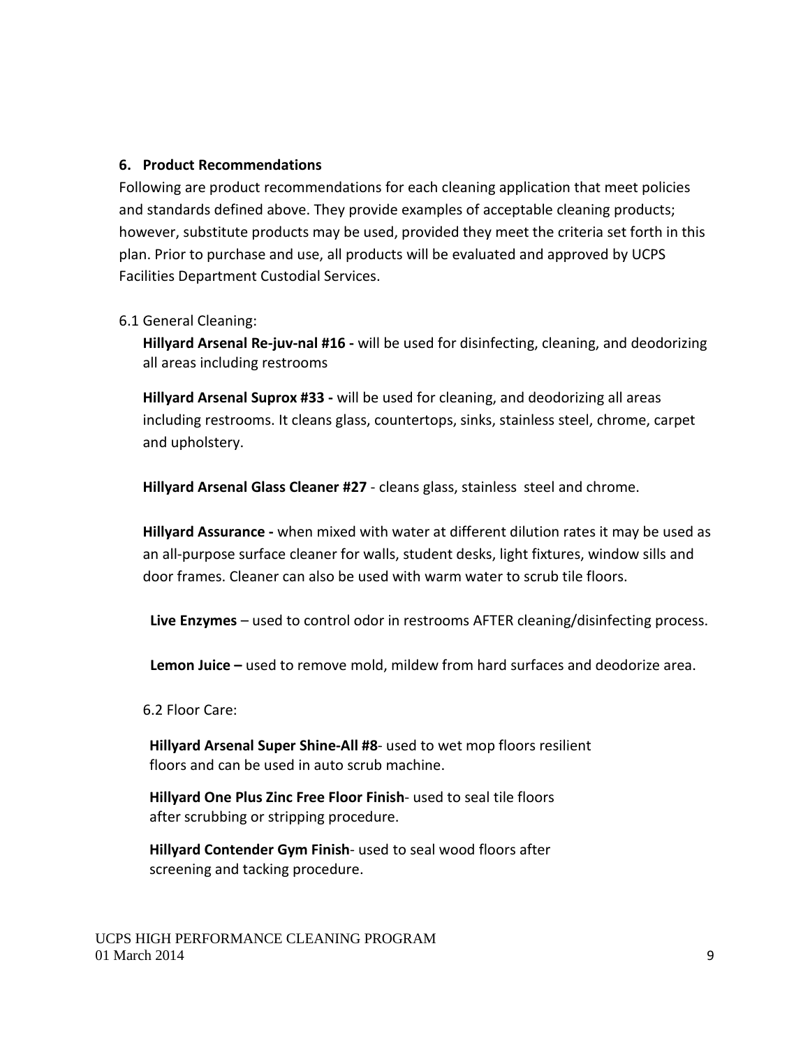## 6. Product Recommendations

Following are product recommendations for each cleaning application that meet policies and standards defined above. They provide examples of acceptable cleaning products; however, substitute products may be used, provided they meet the criteria set forth in this plan. Prior to purchase and use, all products will be evaluated and approved by UCPS Facilities Department Custodial Services.

6.1 General Cleaning:

**Hillyard Arsenal Re-juv-nal #16 -** will be used for disinfecting, cleaning, and deodorizing all areas including restrooms

**Hillyard Arsenal Suprox #33 -** will be used for cleaning, and deodorizing all areas including restrooms. It cleans glass, countertops, sinks, stainless steel, chrome, carpet and upholstery.

**Hillyard Arsenal Glass Cleaner #27** - cleans glass, stainless steel and chrome.

**Hillyard Assurance -** when mixed with water at different dilution rates it may be used as an all-purpose surface cleaner for walls, student desks, light fixtures, window sills and door frames. Cleaner can also be used with warm water to scrub tile floors.

**Live Enzymes** – used to control odor in restrooms AFTER cleaning/disinfecting process.

**Lemon Juice –** used to remove mold, mildew from hard surfaces and deodorize area.

6.2 Floor Care:

**Hillyard Arsenal Super Shine-All #8**- used to wet mop floors resilient floors and can be used in auto scrub machine.

**Hillyard One Plus Zinc Free Floor Finish**- used to seal tile floors after scrubbing or stripping procedure.

**Hillyard Contender Gym Finish**- used to seal wood floors after screening and tacking procedure.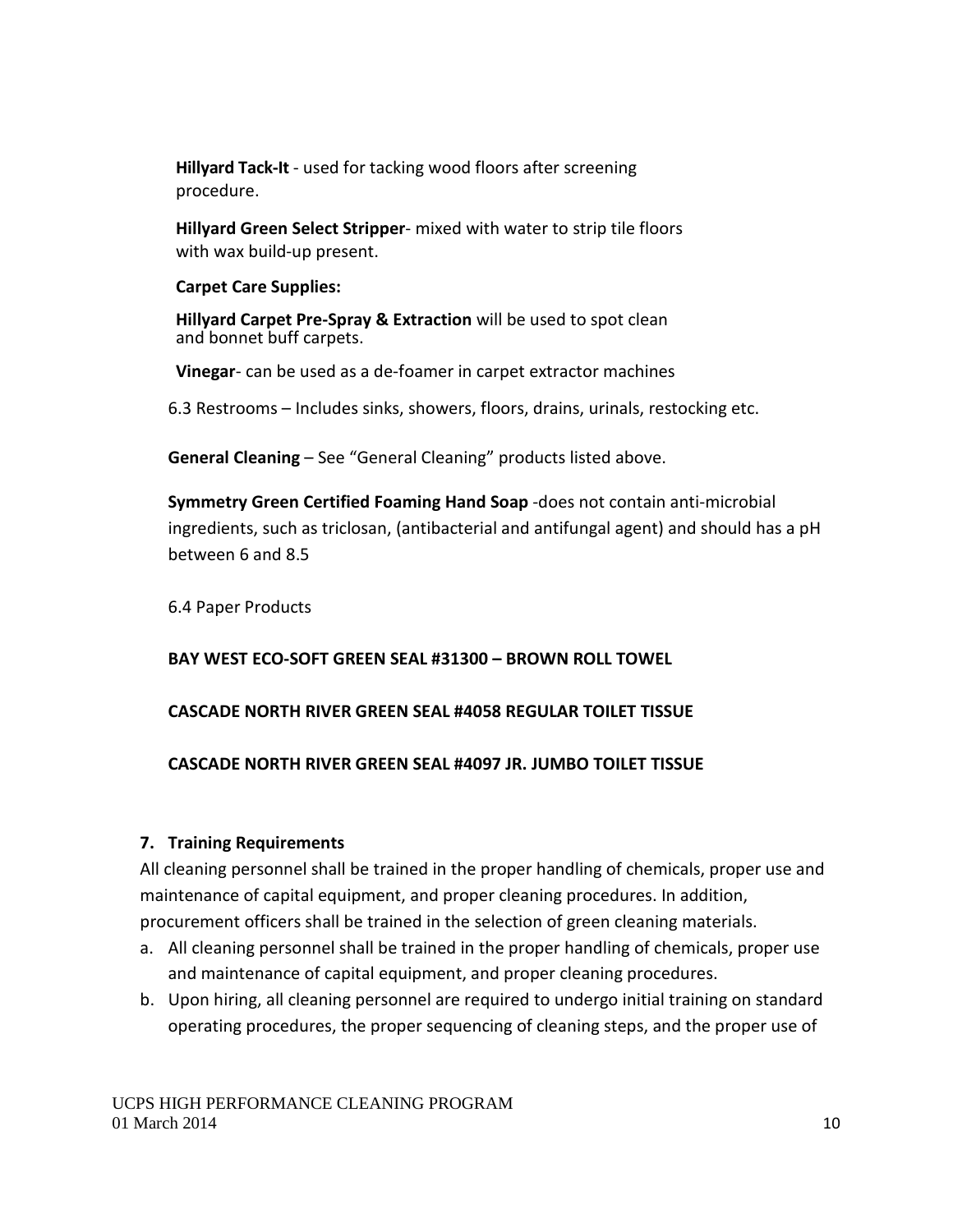**Hillyard Tack-It** - used for tacking wood floors after screening procedure.

**Hillyard Green Select Stripper**- mixed with water to strip tile floors with wax build-up present.

**Carpet Care Supplies:**

**Hillyard Carpet Pre-Spray & Extraction** will be used to spot clean and bonnet buff carpets.

**Vinegar**- can be used as a de-foamer in carpet extractor machines

6.3 Restrooms – Includes sinks, showers, floors, drains, urinals, restocking etc.

**General Cleaning** – See "General Cleaning" products listed above.

**Symmetry Green Certified Foaming Hand Soap** -does not contain anti-microbial ingredients, such as triclosan, (antibacterial and antifungal agent) and should has a pH between 6 and 8.5

6.4 Paper Products

**BAY WEST ECO-SOFT GREEN SEAL #31300 – BROWN ROLL TOWEL**

**CASCADE NORTH RIVER GREEN SEAL #4058 REGULAR TOILET TISSUE**

**CASCADE NORTH RIVER GREEN SEAL #4097 JR. JUMBO TOILET TISSUE**

## 7. Training Requirements

All cleaning personnel shall be trained in the proper handling of chemicals, proper use and maintenance of capital equipment, and proper cleaning procedures. In addition, procurement officers shall be trained in the selection of green cleaning materials.

a. All cleaning personnel shall be trained in the proper handling of chemicals, proper use and maintenance of capital equipment, and proper cleaning procedures.
b. Upon hiring, all cleaning personnel are required to undergo initial training on standard operating procedures, the proper sequencing of cleaning steps, and the proper use of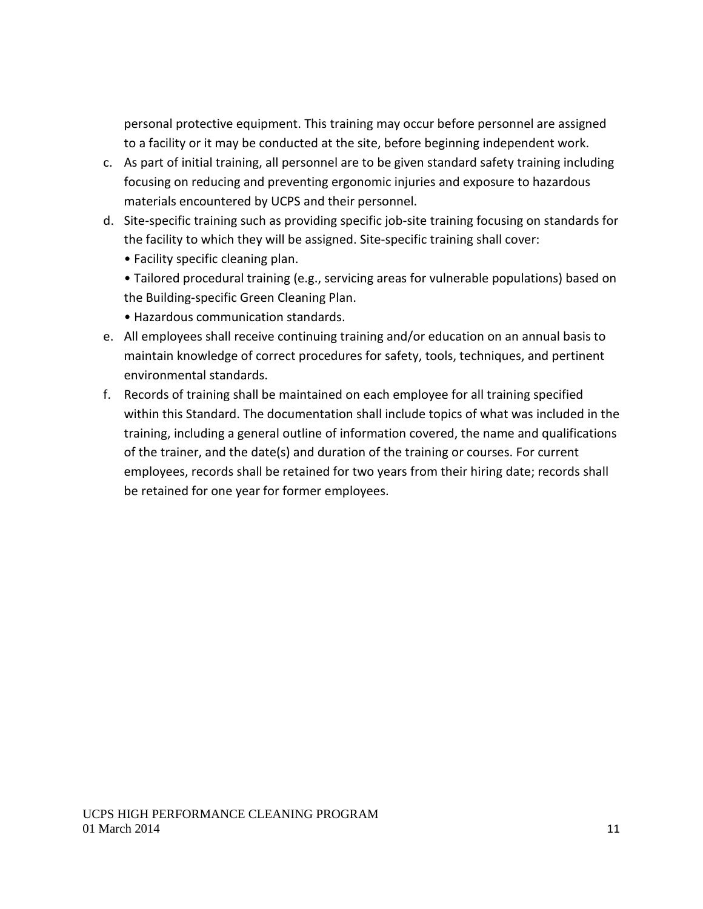personal protective equipment. This training may occur before personnel are assigned to a facility or it may be conducted at the site, before beginning independent work.

c. As part of initial training, all personnel are to be given standard safety training including focusing on reducing and preventing ergonomic injuries and exposure to hazardous materials encountered by UCPS and their personnel.

d. Site-specific training such as providing specific job-site training focusing on standards for the facility to which they will be assigned. Site-specific training shall cover:
   - Facility specific cleaning plan.
   - Tailored procedural training (e.g., servicing areas for vulnerable populations) based on the Building-specific Green Cleaning Plan.
   - Hazardous communication standards.

e. All employees shall receive continuing training and/or education on an annual basis to maintain knowledge of correct procedures for safety, tools, techniques, and pertinent environmental standards.

f. Records of training shall be maintained on each employee for all training specified within this Standard. The documentation shall include topics of what was included in the training, including a general outline of information covered, the name and qualifications of the trainer, and the date(s) and duration of the training or courses. For current employees, records shall be retained for two years from their hiring date; records shall be retained for one year for former employees.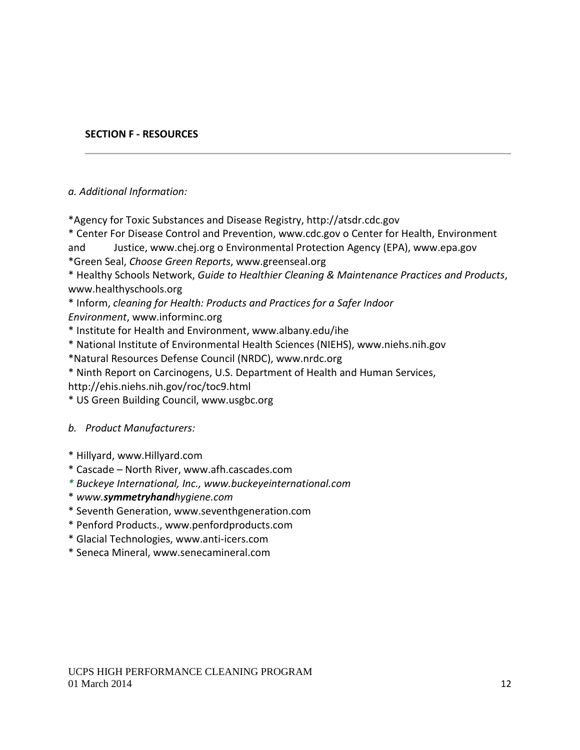## SECTION F - RESOURCES

---

*a. Additional Information:*

*Agency for Toxic Substances and Disease Registry, http://atsdr.cdc.gov
* Center For Disease Control and Prevention, www.cdc.gov o Center for Health, Environment and Justice, www.chej.org o Environmental Protection Agency (EPA), www.epa.gov
*Green Seal, *Choose Green Reports*, www.greenseal.org
* Healthy Schools Network, *Guide to Healthier Cleaning & Maintenance Practices and Products*, www.healthyschools.org
* Inform, *cleaning for Health: Products and Practices for a Safer Indoor Environment*, www.informinc.org
* Institute for Health and Environment, www.albany.edu/ihe
* National Institute of Environmental Health Sciences (NIEHS), www.niehs.nih.gov
*Natural Resources Defense Council (NRDC), www.nrdc.org
* Ninth Report on Carcinogens, U.S. Department of Health and Human Services, http://ehis.niehs.nih.gov/roc/toc9.html
* US Green Building Council, www.usgbc.org

*b. Product Manufacturers:*

* Hillyard, www.Hillyard.com
* Cascade – North River, www.afh.cascades.com
* *Buckeye International, Inc., www.buckeyeinternational.com*
* *www.**symmetryhand**hygiene.com*
* Seventh Generation, www.seventhgeneration.com
* Penford Products., www.penfordproducts.com
* Glacial Technologies, www.anti-icers.com
* Seneca Mineral, www.senecamineral.com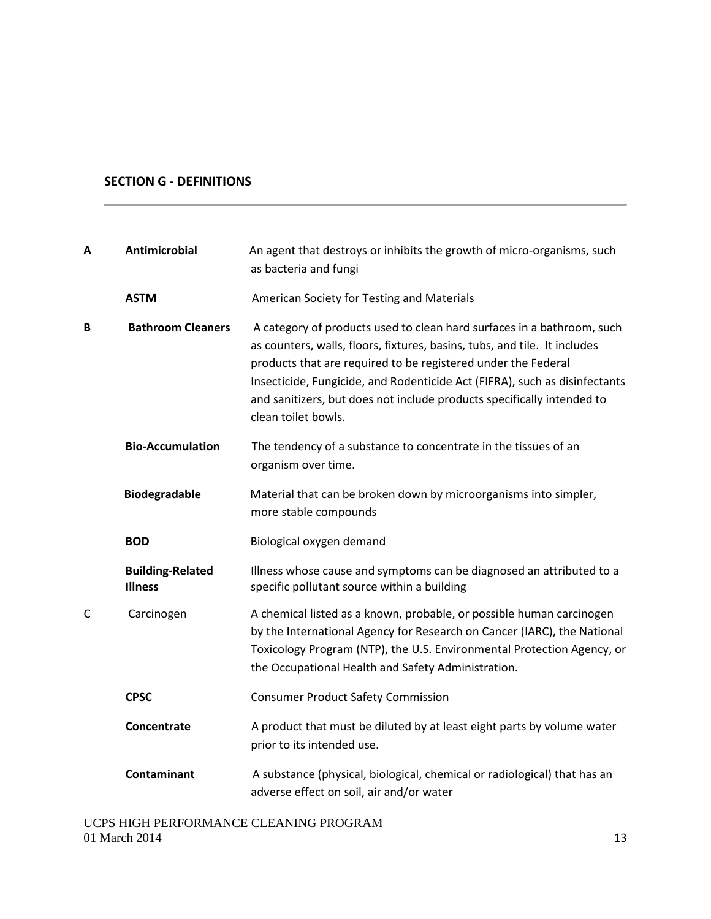## SECTION G - DEFINITIONS

| | | |
|---|---|---|
| **A** | **Antimicrobial** | An agent that destroys or inhibits the growth of micro-organisms, such as bacteria and fungi |
| | **ASTM** | American Society for Testing and Materials |
| **B** | **Bathroom Cleaners** | A category of products used to clean hard surfaces in a bathroom, such as counters, walls, floors, fixtures, basins, tubs, and tile. It includes products that are required to be registered under the Federal Insecticide, Fungicide, and Rodenticide Act (FIFRA), such as disinfectants and sanitizers, but does not include products specifically intended to clean toilet bowls. |
| | **Bio-Accumulation** | The tendency of a substance to concentrate in the tissues of an organism over time. |
| | **Biodegradable** | Material that can be broken down by microorganisms into simpler, more stable compounds |
| | **BOD** | Biological oxygen demand |
| | **Building-Related Illness** | Illness whose cause and symptoms can be diagnosed an attributed to a specific pollutant source within a building |
| C | Carcinogen | A chemical listed as a known, probable, or possible human carcinogen by the International Agency for Research on Cancer (IARC), the National Toxicology Program (NTP), the U.S. Environmental Protection Agency, or the Occupational Health and Safety Administration. |
| | **CPSC** | Consumer Product Safety Commission |
| | **Concentrate** | A product that must be diluted by at least eight parts by volume water prior to its intended use. |
| | **Contaminant** | A substance (physical, biological, chemical or radiological) that has an adverse effect on soil, air and/or water |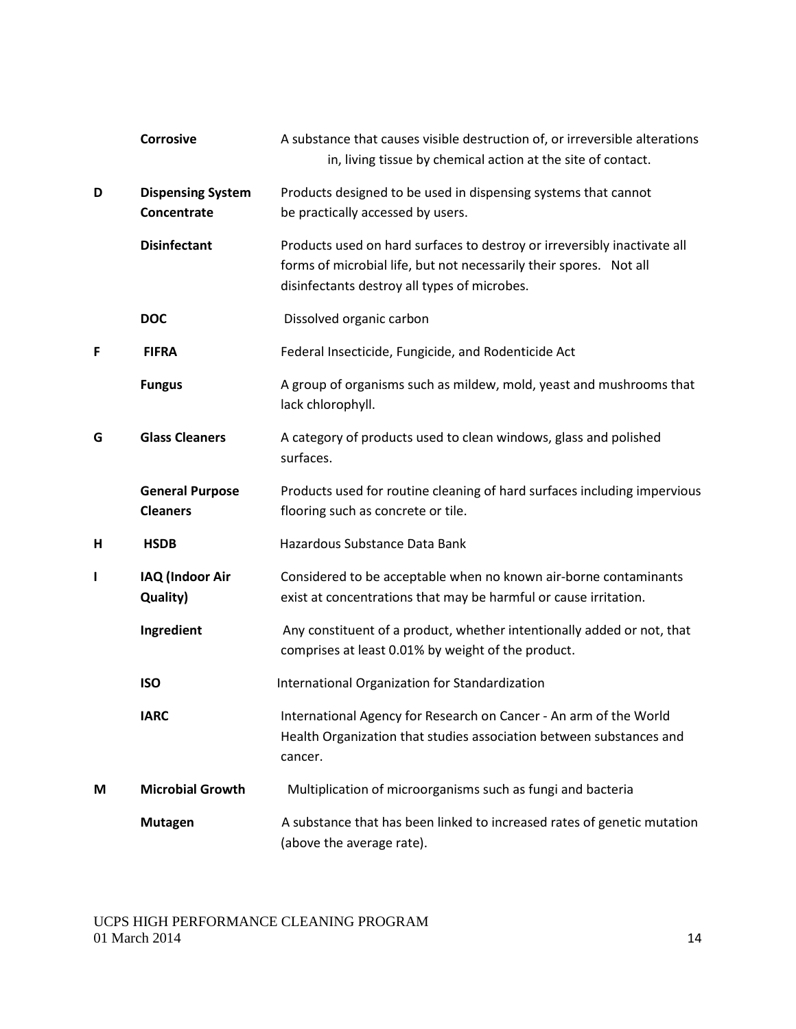| | | |
|---|---|---|
| | **Corrosive** | A substance that causes visible destruction of, or irreversible alterations in, living tissue by chemical action at the site of contact. |
| **D** | **Dispensing System Concentrate** | Products designed to be used in dispensing systems that cannot be practically accessed by users. |
| | **Disinfectant** | Products used on hard surfaces to destroy or irreversibly inactivate all forms of microbial life, but not necessarily their spores. Not all disinfectants destroy all types of microbes. |
| | **DOC** | Dissolved organic carbon |
| **F** | **FIFRA** | Federal Insecticide, Fungicide, and Rodenticide Act |
| | **Fungus** | A group of organisms such as mildew, mold, yeast and mushrooms that lack chlorophyll. |
| **G** | **Glass Cleaners** | A category of products used to clean windows, glass and polished surfaces. |
| | **General Purpose Cleaners** | Products used for routine cleaning of hard surfaces including impervious flooring such as concrete or tile. |
| **H** | **HSDB** | Hazardous Substance Data Bank |
| **I** | **IAQ (Indoor Air Quality)** | Considered to be acceptable when no known air-borne contaminants exist at concentrations that may be harmful or cause irritation. |
| | **Ingredient** | Any constituent of a product, whether intentionally added or not, that comprises at least 0.01% by weight of the product. |
| | **ISO** | International Organization for Standardization |
| | **IARC** | International Agency for Research on Cancer - An arm of the World Health Organization that studies association between substances and cancer. |
| **M** | **Microbial Growth** | Multiplication of microorganisms such as fungi and bacteria |
| | **Mutagen** | A substance that has been linked to increased rates of genetic mutation (above the average rate). |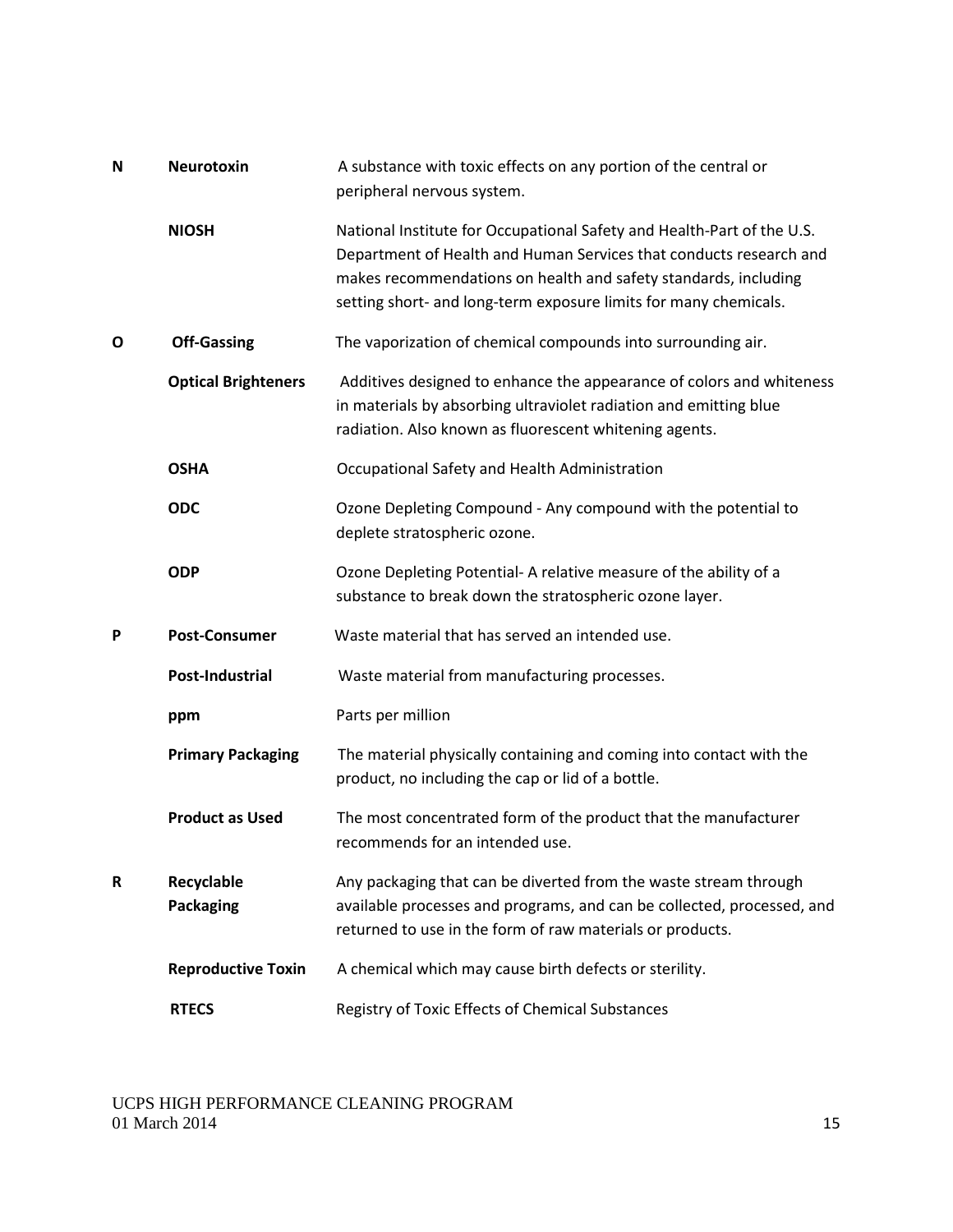| | | |
|---|---|---|
| **N** | **Neurotoxin** | A substance with toxic effects on any portion of the central or peripheral nervous system. |
| | **NIOSH** | National Institute for Occupational Safety and Health-Part of the U.S. Department of Health and Human Services that conducts research and makes recommendations on health and safety standards, including setting short- and long-term exposure limits for many chemicals. |
| **O** | **Off-Gassing** | The vaporization of chemical compounds into surrounding air. |
| | **Optical Brighteners** | Additives designed to enhance the appearance of colors and whiteness in materials by absorbing ultraviolet radiation and emitting blue radiation. Also known as fluorescent whitening agents. |
| | **OSHA** | Occupational Safety and Health Administration |
| | **ODC** | Ozone Depleting Compound - Any compound with the potential to deplete stratospheric ozone. |
| | **ODP** | Ozone Depleting Potential- A relative measure of the ability of a substance to break down the stratospheric ozone layer. |
| **P** | **Post-Consumer** | Waste material that has served an intended use. |
| | **Post-Industrial** | Waste material from manufacturing processes. |
| | **ppm** | Parts per million |
| | **Primary Packaging** | The material physically containing and coming into contact with the product, no including the cap or lid of a bottle. |
| | **Product as Used** | The most concentrated form of the product that the manufacturer recommends for an intended use. |
| **R** | **Recyclable Packaging** | Any packaging that can be diverted from the waste stream through available processes and programs, and can be collected, processed, and returned to use in the form of raw materials or products. |
| | **Reproductive Toxin** | A chemical which may cause birth defects or sterility. |
| | **RTECS** | Registry of Toxic Effects of Chemical Substances |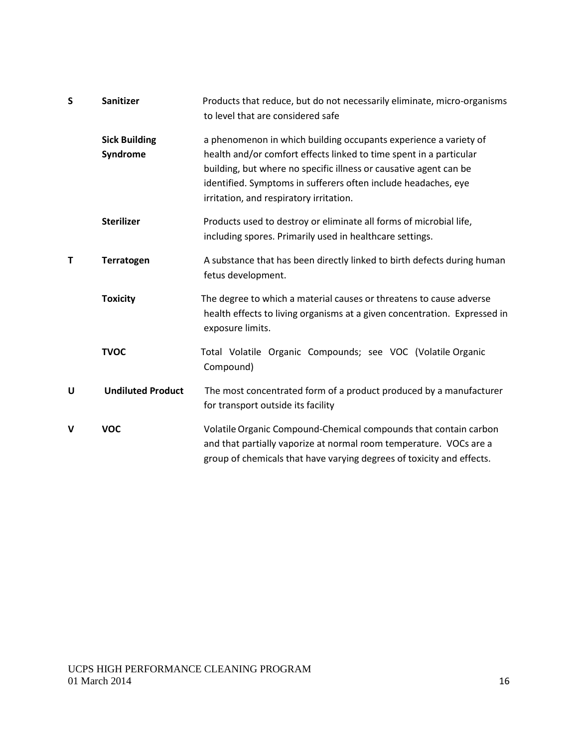| | | |
|---|---|---|
| **S** | **Sanitizer** | Products that reduce, but do not necessarily eliminate, micro-organisms to level that are considered safe |
| | **Sick Building Syndrome** | a phenomenon in which building occupants experience a variety of health and/or comfort effects linked to time spent in a particular building, but where no specific illness or causative agent can be identified. Symptoms in sufferers often include headaches, eye irritation, and respiratory irritation. |
| | **Sterilizer** | Products used to destroy or eliminate all forms of microbial life, including spores. Primarily used in healthcare settings. |
| **T** | **Terratogen** | A substance that has been directly linked to birth defects during human fetus development. |
| | **Toxicity** | The degree to which a material causes or threatens to cause adverse health effects to living organisms at a given concentration. Expressed in exposure limits. |
| | **TVOC** | Total Volatile Organic Compounds; see VOC (Volatile Organic Compound) |
| **U** | **Undiluted Product** | The most concentrated form of a product produced by a manufacturer for transport outside its facility |
| **V** | **VOC** | Volatile Organic Compound-Chemical compounds that contain carbon and that partially vaporize at normal room temperature. VOCs are a group of chemicals that have varying degrees of toxicity and effects. |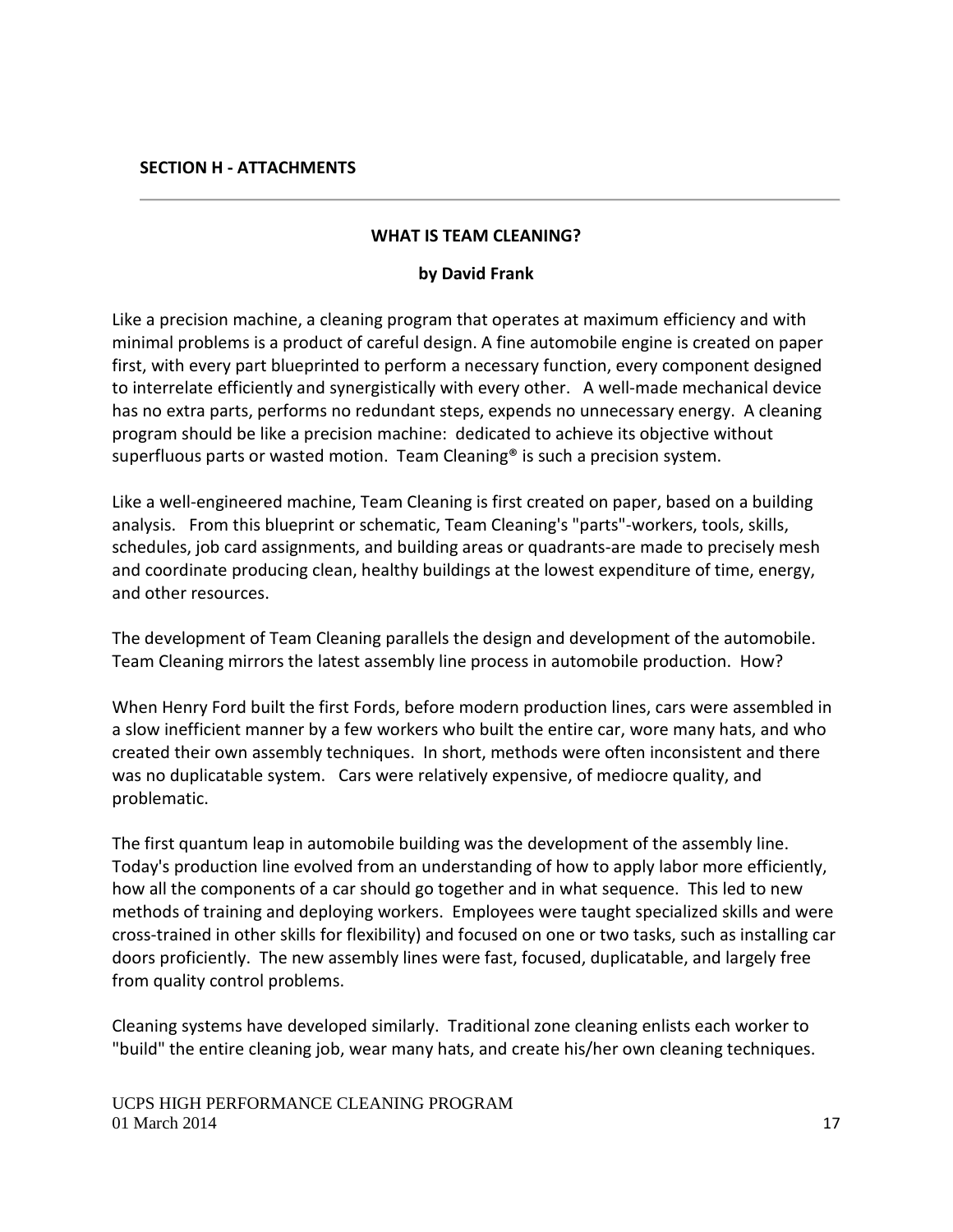## SECTION H - ATTACHMENTS

---

### WHAT IS TEAM CLEANING?

**by David Frank**

Like a precision machine, a cleaning program that operates at maximum efficiency and with minimal problems is a product of careful design. A fine automobile engine is created on paper first, with every part blueprinted to perform a necessary function, every component designed to interrelate efficiently and synergistically with every other. A well-made mechanical device has no extra parts, performs no redundant steps, expends no unnecessary energy. A cleaning program should be like a precision machine: dedicated to achieve its objective without superfluous parts or wasted motion. Team Cleaning® is such a precision system.

Like a well-engineered machine, Team Cleaning is first created on paper, based on a building analysis. From this blueprint or schematic, Team Cleaning's "parts"-workers, tools, skills, schedules, job card assignments, and building areas or quadrants-are made to precisely mesh and coordinate producing clean, healthy buildings at the lowest expenditure of time, energy, and other resources.

The development of Team Cleaning parallels the design and development of the automobile. Team Cleaning mirrors the latest assembly line process in automobile production. How?

When Henry Ford built the first Fords, before modern production lines, cars were assembled in a slow inefficient manner by a few workers who built the entire car, wore many hats, and who created their own assembly techniques. In short, methods were often inconsistent and there was no duplicatable system. Cars were relatively expensive, of mediocre quality, and problematic.

The first quantum leap in automobile building was the development of the assembly line. Today's production line evolved from an understanding of how to apply labor more efficiently, how all the components of a car should go together and in what sequence. This led to new methods of training and deploying workers. Employees were taught specialized skills and were cross-trained in other skills for flexibility) and focused on one or two tasks, such as installing car doors proficiently. The new assembly lines were fast, focused, duplicatable, and largely free from quality control problems.

Cleaning systems have developed similarly. Traditional zone cleaning enlists each worker to "build" the entire cleaning job, wear many hats, and create his/her own cleaning techniques.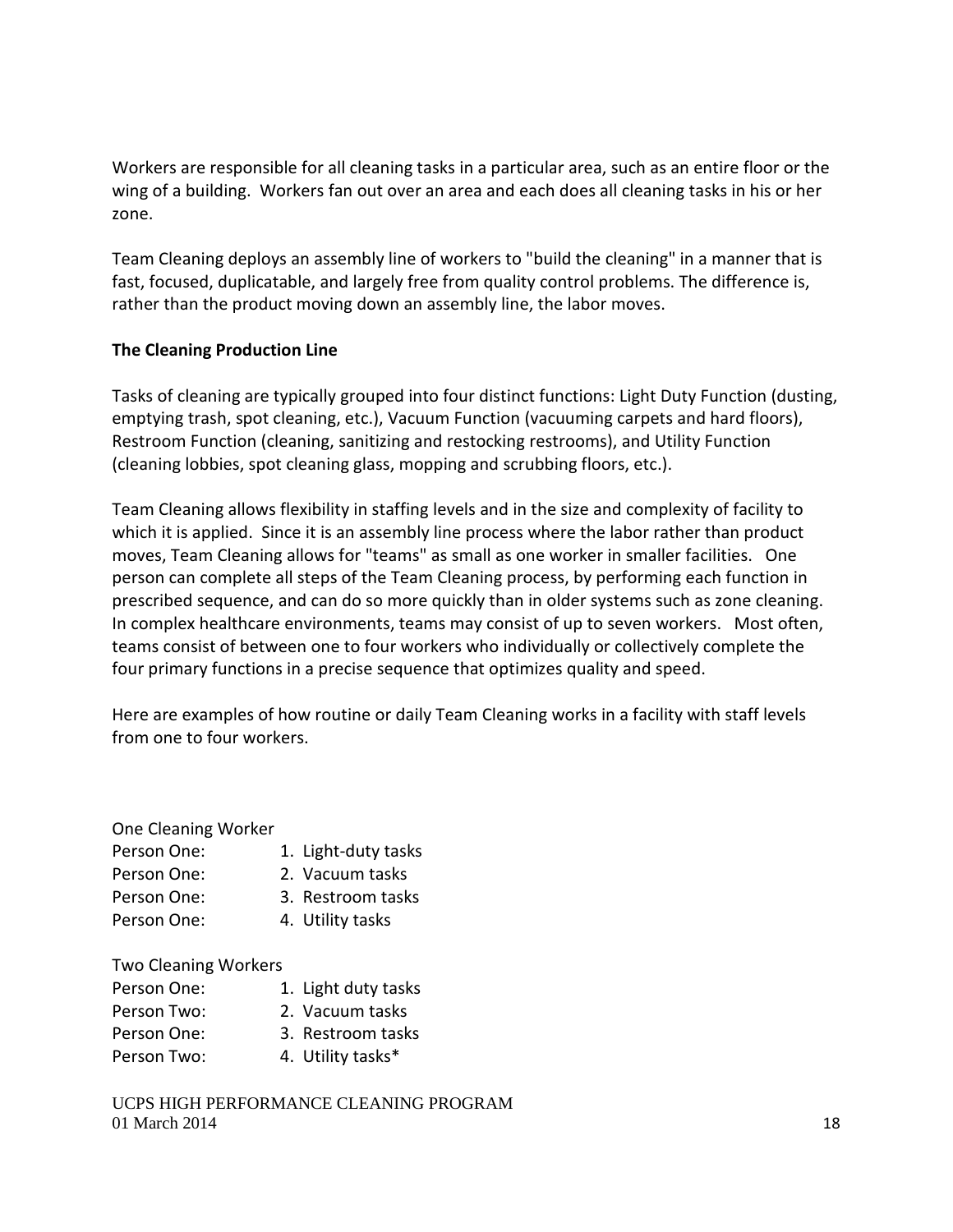Workers are responsible for all cleaning tasks in a particular area, such as an entire floor or the wing of a building. Workers fan out over an area and each does all cleaning tasks in his or her zone.

Team Cleaning deploys an assembly line of workers to "build the cleaning" in a manner that is fast, focused, duplicatable, and largely free from quality control problems. The difference is, rather than the product moving down an assembly line, the labor moves.

**The Cleaning Production Line**

Tasks of cleaning are typically grouped into four distinct functions: Light Duty Function (dusting, emptying trash, spot cleaning, etc.), Vacuum Function (vacuuming carpets and hard floors), Restroom Function (cleaning, sanitizing and restocking restrooms), and Utility Function (cleaning lobbies, spot cleaning glass, mopping and scrubbing floors, etc.).

Team Cleaning allows flexibility in staffing levels and in the size and complexity of facility to which it is applied. Since it is an assembly line process where the labor rather than product moves, Team Cleaning allows for "teams" as small as one worker in smaller facilities. One person can complete all steps of the Team Cleaning process, by performing each function in prescribed sequence, and can do so more quickly than in older systems such as zone cleaning. In complex healthcare environments, teams may consist of up to seven workers. Most often, teams consist of between one to four workers who individually or collectively complete the four primary functions in a precise sequence that optimizes quality and speed.

Here are examples of how routine or daily Team Cleaning works in a facility with staff levels from one to four workers.

One Cleaning Worker

| | |
|---|---|
| Person One: | 1. Light-duty tasks |
| Person One: | 2. Vacuum tasks |
| Person One: | 3. Restroom tasks |
| Person One: | 4. Utility tasks |

Two Cleaning Workers

| | |
|---|---|
| Person One: | 1. Light duty tasks |
| Person Two: | 2. Vacuum tasks |
| Person One: | 3. Restroom tasks |
| Person Two: | 4. Utility tasks* |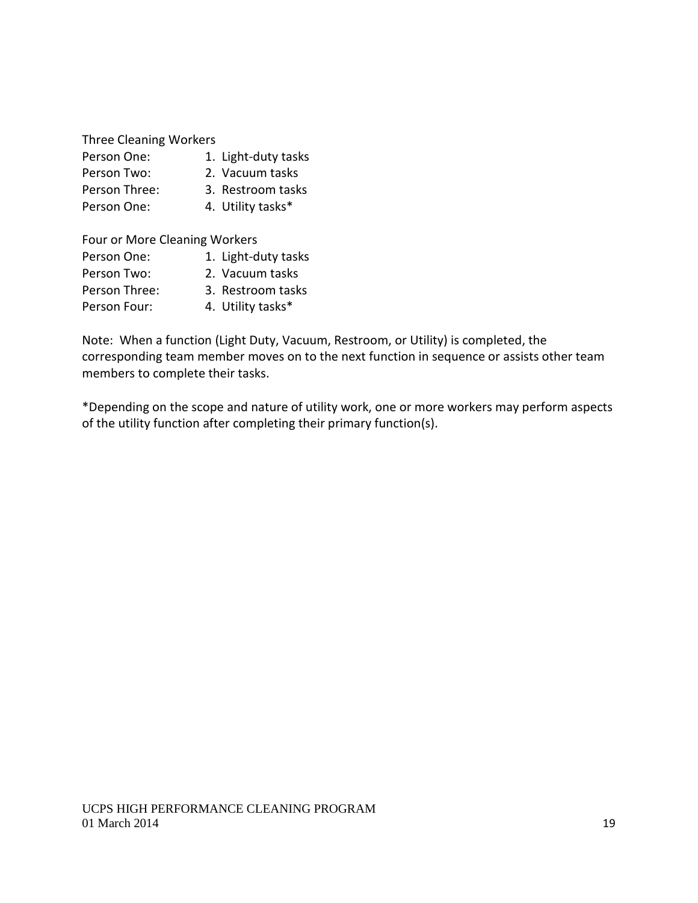Three Cleaning Workers

| | |
|---|---|
| Person One: | 1. Light-duty tasks |
| Person Two: | 2. Vacuum tasks |
| Person Three: | 3. Restroom tasks |
| Person One: | 4. Utility tasks* |

Four or More Cleaning Workers

| | |
|---|---|
| Person One: | 1. Light-duty tasks |
| Person Two: | 2. Vacuum tasks |
| Person Three: | 3. Restroom tasks |
| Person Four: | 4. Utility tasks* |

Note: When a function (Light Duty, Vacuum, Restroom, or Utility) is completed, the corresponding team member moves on to the next function in sequence or assists other team members to complete their tasks.

*Depending on the scope and nature of utility work, one or more workers may perform aspects of the utility function after completing their primary function(s).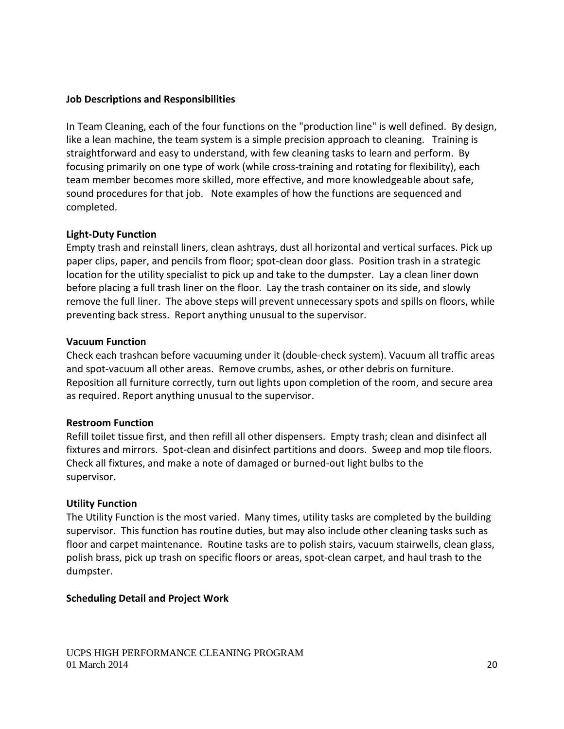**Job Descriptions and Responsibilities**

In Team Cleaning, each of the four functions on the "production line" is well defined. By design, like a lean machine, the team system is a simple precision approach to cleaning. Training is straightforward and easy to understand, with few cleaning tasks to learn and perform. By focusing primarily on one type of work (while cross-training and rotating for flexibility), each team member becomes more skilled, more effective, and more knowledgeable about safe, sound procedures for that job. Note examples of how the functions are sequenced and completed.

**Light-Duty Function**

Empty trash and reinstall liners, clean ashtrays, dust all horizontal and vertical surfaces. Pick up paper clips, paper, and pencils from floor; spot-clean door glass. Position trash in a strategic location for the utility specialist to pick up and take to the dumpster. Lay a clean liner down before placing a full trash liner on the floor. Lay the trash container on its side, and slowly remove the full liner. The above steps will prevent unnecessary spots and spills on floors, while preventing back stress. Report anything unusual to the supervisor.

**Vacuum Function**

Check each trashcan before vacuuming under it (double-check system). Vacuum all traffic areas and spot-vacuum all other areas. Remove crumbs, ashes, or other debris on furniture. Reposition all furniture correctly, turn out lights upon completion of the room, and secure area as required. Report anything unusual to the supervisor.

**Restroom Function**

Refill toilet tissue first, and then refill all other dispensers. Empty trash; clean and disinfect all fixtures and mirrors. Spot-clean and disinfect partitions and doors. Sweep and mop tile floors. Check all fixtures, and make a note of damaged or burned-out light bulbs to the supervisor.

**Utility Function**

The Utility Function is the most varied. Many times, utility tasks are completed by the building supervisor. This function has routine duties, but may also include other cleaning tasks such as floor and carpet maintenance. Routine tasks are to polish stairs, vacuum stairwells, clean glass, polish brass, pick up trash on specific floors or areas, spot-clean carpet, and haul trash to the dumpster.

**Scheduling Detail and Project Work**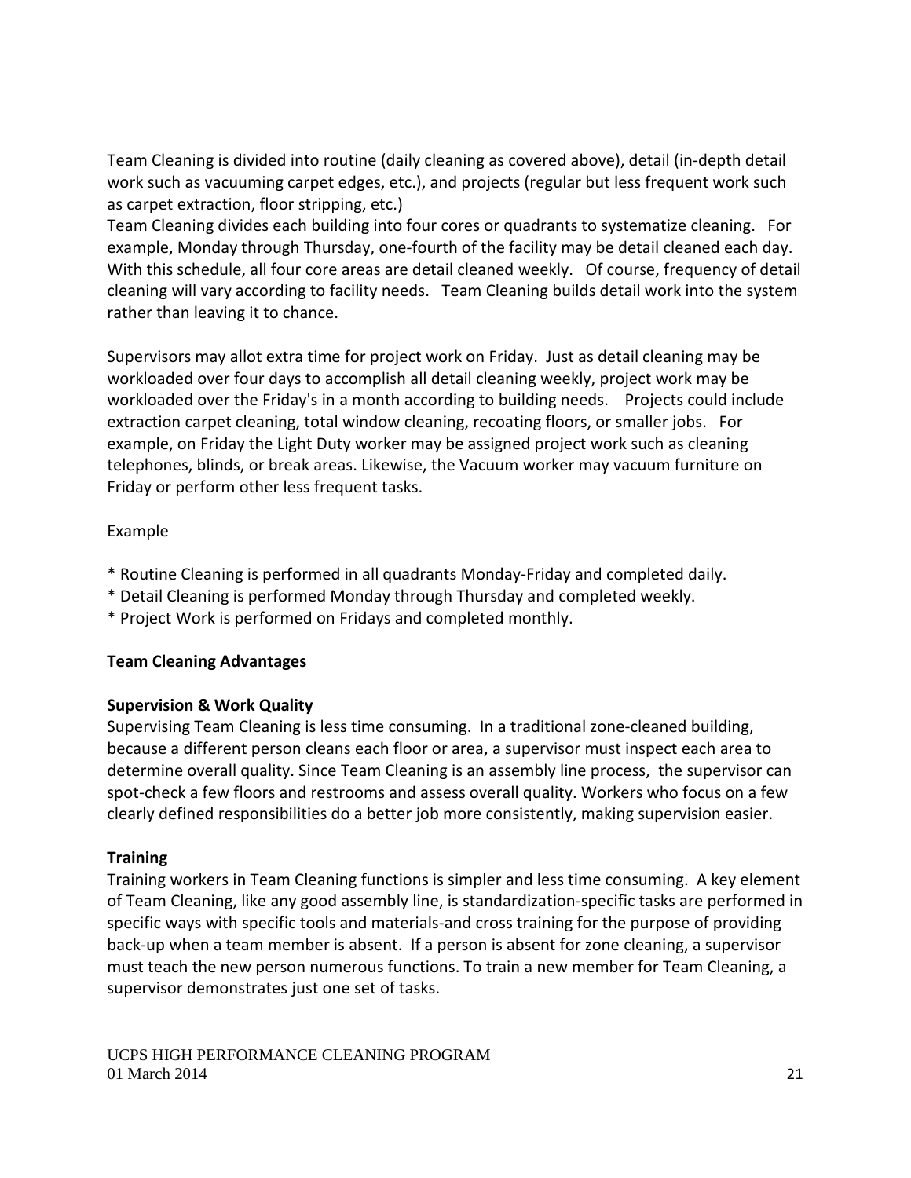Team Cleaning is divided into routine (daily cleaning as covered above), detail (in-depth detail work such as vacuuming carpet edges, etc.), and projects (regular but less frequent work such as carpet extraction, floor stripping, etc.)

Team Cleaning divides each building into four cores or quadrants to systematize cleaning. For example, Monday through Thursday, one-fourth of the facility may be detail cleaned each day. With this schedule, all four core areas are detail cleaned weekly. Of course, frequency of detail cleaning will vary according to facility needs. Team Cleaning builds detail work into the system rather than leaving it to chance.

Supervisors may allot extra time for project work on Friday. Just as detail cleaning may be workloaded over four days to accomplish all detail cleaning weekly, project work may be workloaded over the Friday's in a month according to building needs. Projects could include extraction carpet cleaning, total window cleaning, recoating floors, or smaller jobs. For example, on Friday the Light Duty worker may be assigned project work such as cleaning telephones, blinds, or break areas. Likewise, the Vacuum worker may vacuum furniture on Friday or perform other less frequent tasks.

Example

* Routine Cleaning is performed in all quadrants Monday-Friday and completed daily.
* Detail Cleaning is performed Monday through Thursday and completed weekly.
* Project Work is performed on Fridays and completed monthly.

**Team Cleaning Advantages**

**Supervision & Work Quality**

Supervising Team Cleaning is less time consuming. In a traditional zone-cleaned building, because a different person cleans each floor or area, a supervisor must inspect each area to determine overall quality. Since Team Cleaning is an assembly line process, the supervisor can spot-check a few floors and restrooms and assess overall quality. Workers who focus on a few clearly defined responsibilities do a better job more consistently, making supervision easier.

**Training**

Training workers in Team Cleaning functions is simpler and less time consuming. A key element of Team Cleaning, like any good assembly line, is standardization-specific tasks are performed in specific ways with specific tools and materials-and cross training for the purpose of providing back-up when a team member is absent. If a person is absent for zone cleaning, a supervisor must teach the new person numerous functions. To train a new member for Team Cleaning, a supervisor demonstrates just one set of tasks.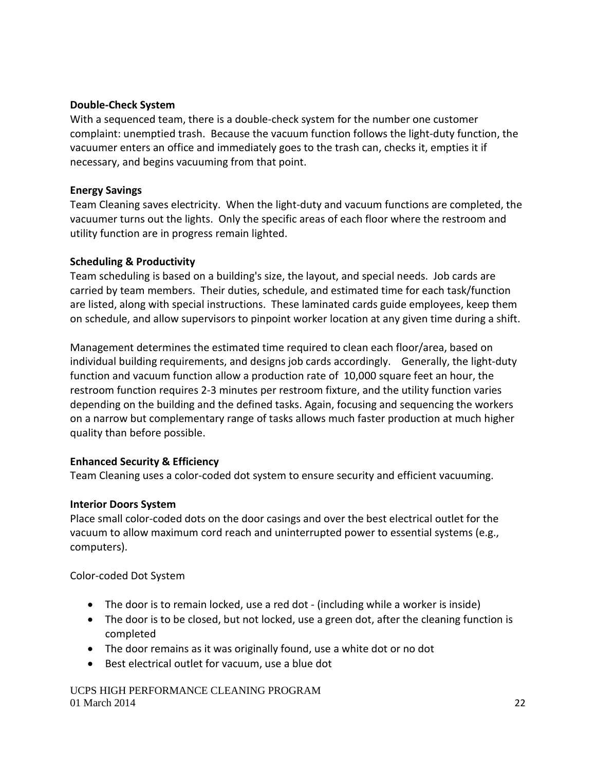**Double-Check System**

With a sequenced team, there is a double-check system for the number one customer complaint: unemptied trash. Because the vacuum function follows the light-duty function, the vacuumer enters an office and immediately goes to the trash can, checks it, empties it if necessary, and begins vacuuming from that point.

**Energy Savings**

Team Cleaning saves electricity. When the light-duty and vacuum functions are completed, the vacuumer turns out the lights. Only the specific areas of each floor where the restroom and utility function are in progress remain lighted.

**Scheduling & Productivity**

Team scheduling is based on a building's size, the layout, and special needs. Job cards are carried by team members. Their duties, schedule, and estimated time for each task/function are listed, along with special instructions. These laminated cards guide employees, keep them on schedule, and allow supervisors to pinpoint worker location at any given time during a shift.

Management determines the estimated time required to clean each floor/area, based on individual building requirements, and designs job cards accordingly. Generally, the light-duty function and vacuum function allow a production rate of 10,000 square feet an hour, the restroom function requires 2-3 minutes per restroom fixture, and the utility function varies depending on the building and the defined tasks. Again, focusing and sequencing the workers on a narrow but complementary range of tasks allows much faster production at much higher quality than before possible.

**Enhanced Security & Efficiency**

Team Cleaning uses a color-coded dot system to ensure security and efficient vacuuming.

**Interior Doors System**

Place small color-coded dots on the door casings and over the best electrical outlet for the vacuum to allow maximum cord reach and uninterrupted power to essential systems (e.g., computers).

Color-coded Dot System

- The door is to remain locked, use a red dot - (including while a worker is inside)
- The door is to be closed, but not locked, use a green dot, after the cleaning function is completed
- The door remains as it was originally found, use a white dot or no dot
- Best electrical outlet for vacuum, use a blue dot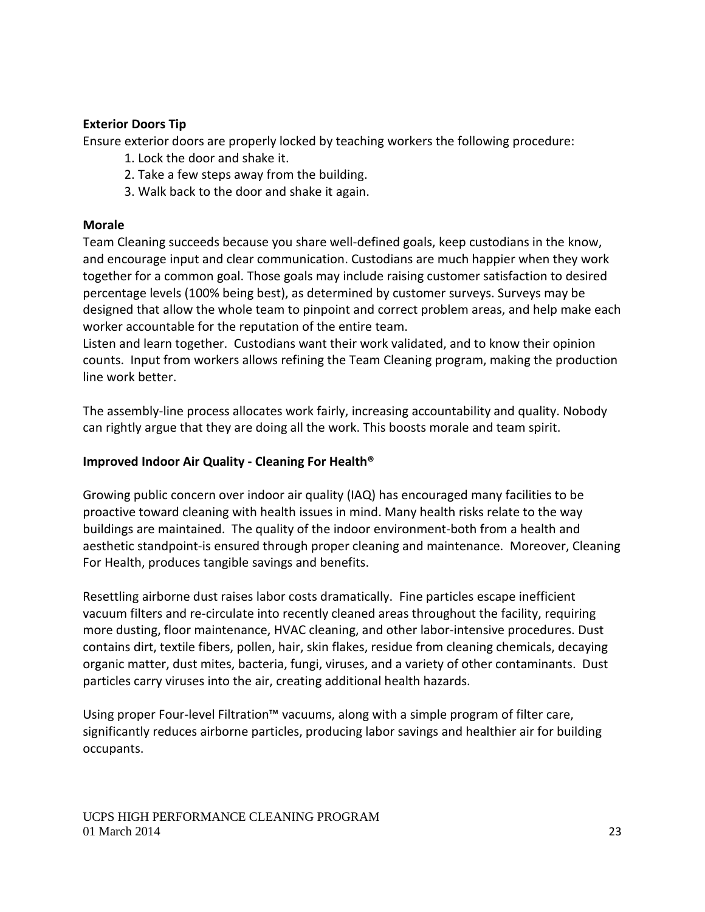**Exterior Doors Tip**

Ensure exterior doors are properly locked by teaching workers the following procedure:

1. Lock the door and shake it.
2. Take a few steps away from the building.
3. Walk back to the door and shake it again.

**Morale**

Team Cleaning succeeds because you share well-defined goals, keep custodians in the know, and encourage input and clear communication. Custodians are much happier when they work together for a common goal. Those goals may include raising customer satisfaction to desired percentage levels (100% being best), as determined by customer surveys. Surveys may be designed that allow the whole team to pinpoint and correct problem areas, and help make each worker accountable for the reputation of the entire team.

Listen and learn together. Custodians want their work validated, and to know their opinion counts. Input from workers allows refining the Team Cleaning program, making the production line work better.

The assembly-line process allocates work fairly, increasing accountability and quality. Nobody can rightly argue that they are doing all the work. This boosts morale and team spirit.

**Improved Indoor Air Quality - Cleaning For Health®**

Growing public concern over indoor air quality (IAQ) has encouraged many facilities to be proactive toward cleaning with health issues in mind. Many health risks relate to the way buildings are maintained. The quality of the indoor environment-both from a health and aesthetic standpoint-is ensured through proper cleaning and maintenance. Moreover, Cleaning For Health, produces tangible savings and benefits.

Resettling airborne dust raises labor costs dramatically. Fine particles escape inefficient vacuum filters and re-circulate into recently cleaned areas throughout the facility, requiring more dusting, floor maintenance, HVAC cleaning, and other labor-intensive procedures. Dust contains dirt, textile fibers, pollen, hair, skin flakes, residue from cleaning chemicals, decaying organic matter, dust mites, bacteria, fungi, viruses, and a variety of other contaminants. Dust particles carry viruses into the air, creating additional health hazards.

Using proper Four-level Filtration™ vacuums, along with a simple program of filter care, significantly reduces airborne particles, producing labor savings and healthier air for building occupants.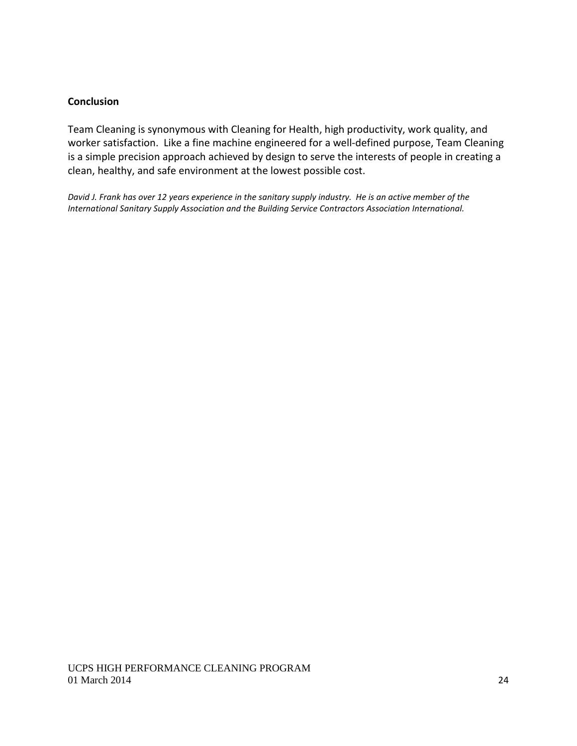**Conclusion**

Team Cleaning is synonymous with Cleaning for Health, high productivity, work quality, and worker satisfaction. Like a fine machine engineered for a well-defined purpose, Team Cleaning is a simple precision approach achieved by design to serve the interests of people in creating a clean, healthy, and safe environment at the lowest possible cost.

*David J. Frank has over 12 years experience in the sanitary supply industry. He is an active member of the International Sanitary Supply Association and the Building Service Contractors Association International.*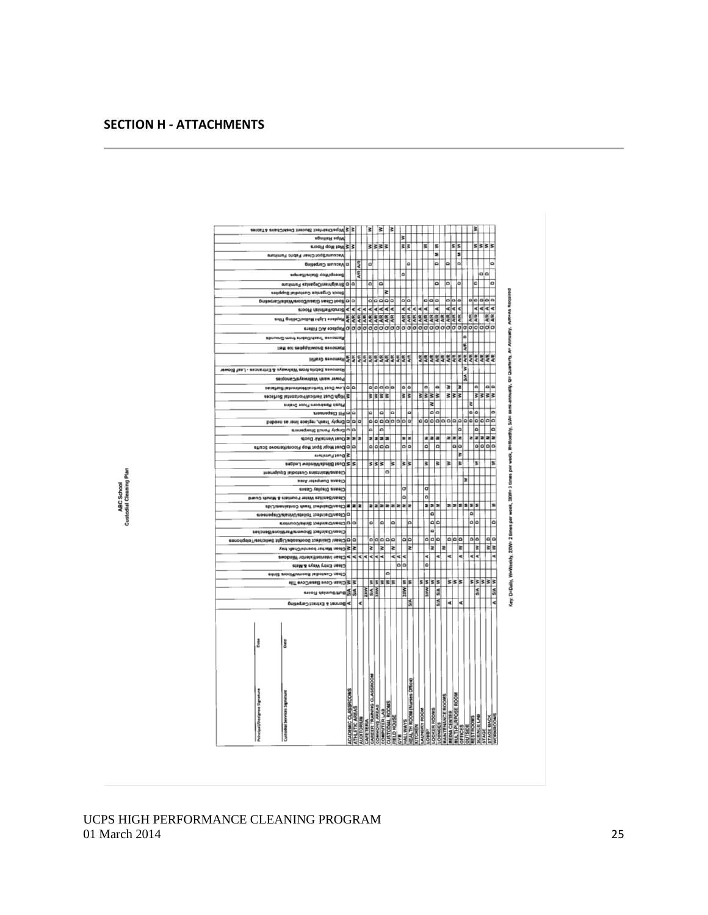## SECTION H - ATTACHMENTS

**ABC School**
**Custodial Cleaning Plan**

Principal/Designee Signature ____________________ Date ________

Custodial Services Signature ____________________ Date ________

**Tasks (columns):**

- Bonnet & Extract Carpeting
- Buff/Burnish Floors
- Clean Cove Base/Cove Tile
- Clean Custodial Rooms/Floors Sinks
- Clean Entry Ways & Mats
- Clean Interior/Exterior Windows
- Clean Marker board/Chalk tray
- Clean/ Disinfect Doorknobs/Light Switches/Telephones
- Clean/Disinfect Showers/Partitions/Benches
- Clean/Disinfect Sinks/Counters
- Clean/Disinfect Toilets/Urinals/Dispensers
- Clean/Disinfect Trash Containers/Lids
- Clean/Sanitize Water Fountains & Mouth Guard
- Cleans Display Cases
- Cleans Dumpster Area
- Cleans/Maintains Custodial Equipment
- Dust Blinds/Window Ledges
- Dust Furniture
- Dust Mop/ Spot Mop Floors/Remove Scuffs
- Dust Vents/Air Ducts
- Empty Pencil Sharpeners
- Empty Trash, replace liner as needed
- Fill Dispensers
- Flush Restroom Floor Drains
- High Dust Vertical/Horizontal Surfaces
- Low Dust Vertical/Horizontal Surfaces
- Power wash Walkways/Canopies
- Removes Debris from Walkways & Entrances - Leaf Blower
- Removes Graffiti
- Removes Snow/Applies Ice Melt
- Remove Trash/Debris from Grounds
- Replace A/C Filters
- Replace Light Bulbs/Ceiling Tiles
- Scrub/Refinish Floors
- Spot Clean Glass/Doors/Walls/Carpeting
- Stock Organize Custodial Supplies
- Straighten/Organize Furniture
- Sweep/Mop Stairs/Ramps
- Vacuum Carpeting
- Vacuum/Spot Clean Fabric Furniture
- Wet Mop Floors
- Wipe Railings
- Wipe/Disinfect Student Desk/Chairs & Tables

**Areas (rows):**

- ACADEMIC CLASSROOMS
- ATHLETIC AREAS
- AUDITORIUM
- CAFETERIA
- CAREER TRAINING CLASSROOM
- COMMONS AREAS
- COMPUTER LAB
- CUSTODIAL ROOMS
- FIELD HOUSE
- GYM
- HALL WAYS
- HEALTH ROOM (Nurses Office)
- KITCHEN
- LAUNDRY ROOM
- LOBBY
- LOCKER ROOMS
- LOUNGES
- MAINTENANCE ROOMS
- MEDIA CENTER
- MULTI-PURPOSE ROOM
- OFFICES
- OUTSIDE
- RESTROOMS
- SCIENCE LAB
- STAGE
- STAGE BACK
- WORKROOMS

Key: D=Daily, W=Weekly, 2XW= 2 times per week, 3XW= 3 times per week, M=Monthly, S/A= semi-annually, Q= Quarterly, A= Annually, A/R=As Required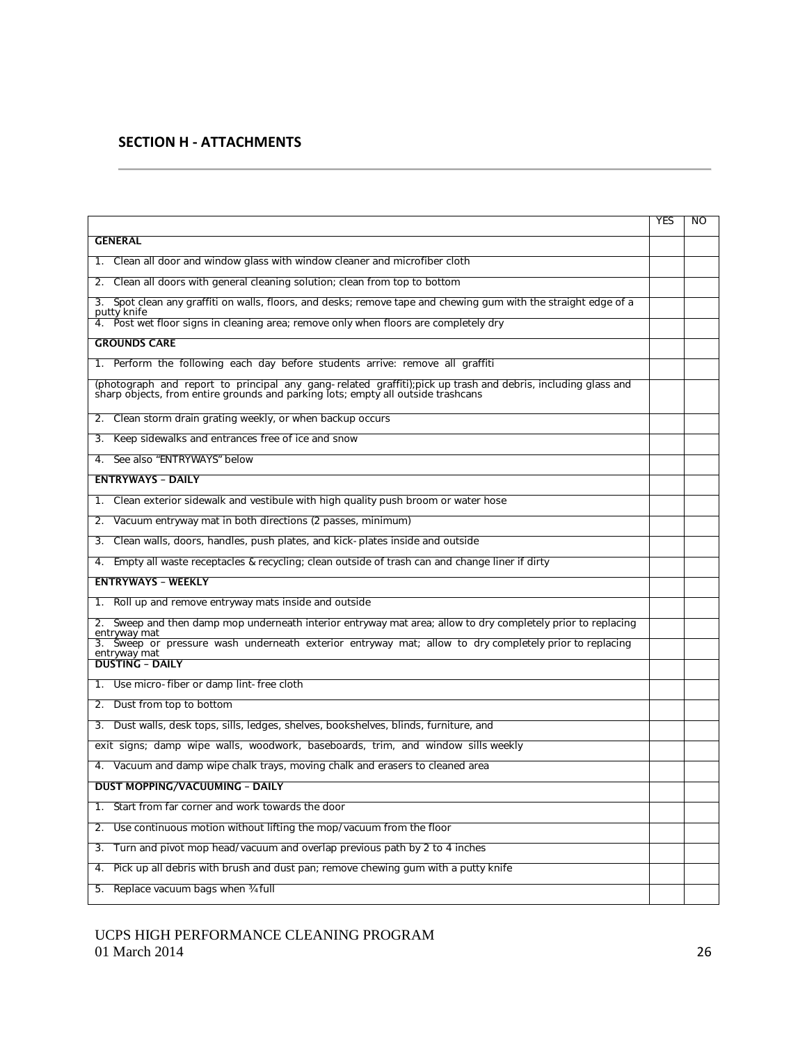## SECTION H - ATTACHMENTS

| | YES | NO |
|---|---|---|
| **GENERAL** | | |
| 1. Clean all door and window glass with window cleaner and microfiber cloth | | |
| 2. Clean all doors with general cleaning solution; clean from top to bottom | | |
| 3. Spot clean any graffiti on walls, floors, and desks; remove tape and chewing gum with the straight edge of a putty knife | | |
| 4. Post wet floor signs in cleaning area; remove only when floors are completely dry | | |
| **GROUNDS CARE** | | |
| 1. Perform the following each day before students arrive: remove all graffiti | | |
| (photograph and report to principal any gang-related graffiti);pick up trash and debris, including glass and sharp objects, from entire grounds and parking lots; empty all outside trashcans | | |
| 2. Clean storm drain grating weekly, or when backup occurs | | |
| 3. Keep sidewalks and entrances free of ice and snow | | |
| 4. See also "ENTRYWAYS" below | | |
| **ENTRYWAYS – DAILY** | | |
| 1. Clean exterior sidewalk and vestibule with high quality push broom or water hose | | |
| 2. Vacuum entryway mat in both directions (2 passes, minimum) | | |
| 3. Clean walls, doors, handles, push plates, and kick-plates inside and outside | | |
| 4. Empty all waste receptacles & recycling; clean outside of trash can and change liner if dirty | | |
| **ENTRYWAYS – WEEKLY** | | |
| 1. Roll up and remove entryway mats inside and outside | | |
| 2. Sweep and then damp mop underneath interior entryway mat area; allow to dry completely prior to replacing entryway mat | | |
| 3. Sweep or pressure wash underneath exterior entryway mat; allow to dry completely prior to replacing entryway mat | | |
| **DUSTING – DAILY** | | |
| 1. Use micro-fiber or damp lint-free cloth | | |
| 2. Dust from top to bottom | | |
| 3. Dust walls, desk tops, sills, ledges, shelves, bookshelves, blinds, furniture, and | | |
| exit signs; damp wipe walls, woodwork, baseboards, trim, and window sills weekly | | |
| 4. Vacuum and damp wipe chalk trays, moving chalk and erasers to cleaned area | | |
| **DUST MOPPING/VACUUMING – DAILY** | | |
| 1. Start from far corner and work towards the door | | |
| 2. Use continuous motion without lifting the mop/vacuum from the floor | | |
| 3. Turn and pivot mop head/vacuum and overlap previous path by 2 to 4 inches | | |
| 4. Pick up all debris with brush and dust pan; remove chewing gum with a putty knife | | |
| 5. Replace vacuum bags when ¾ full | | |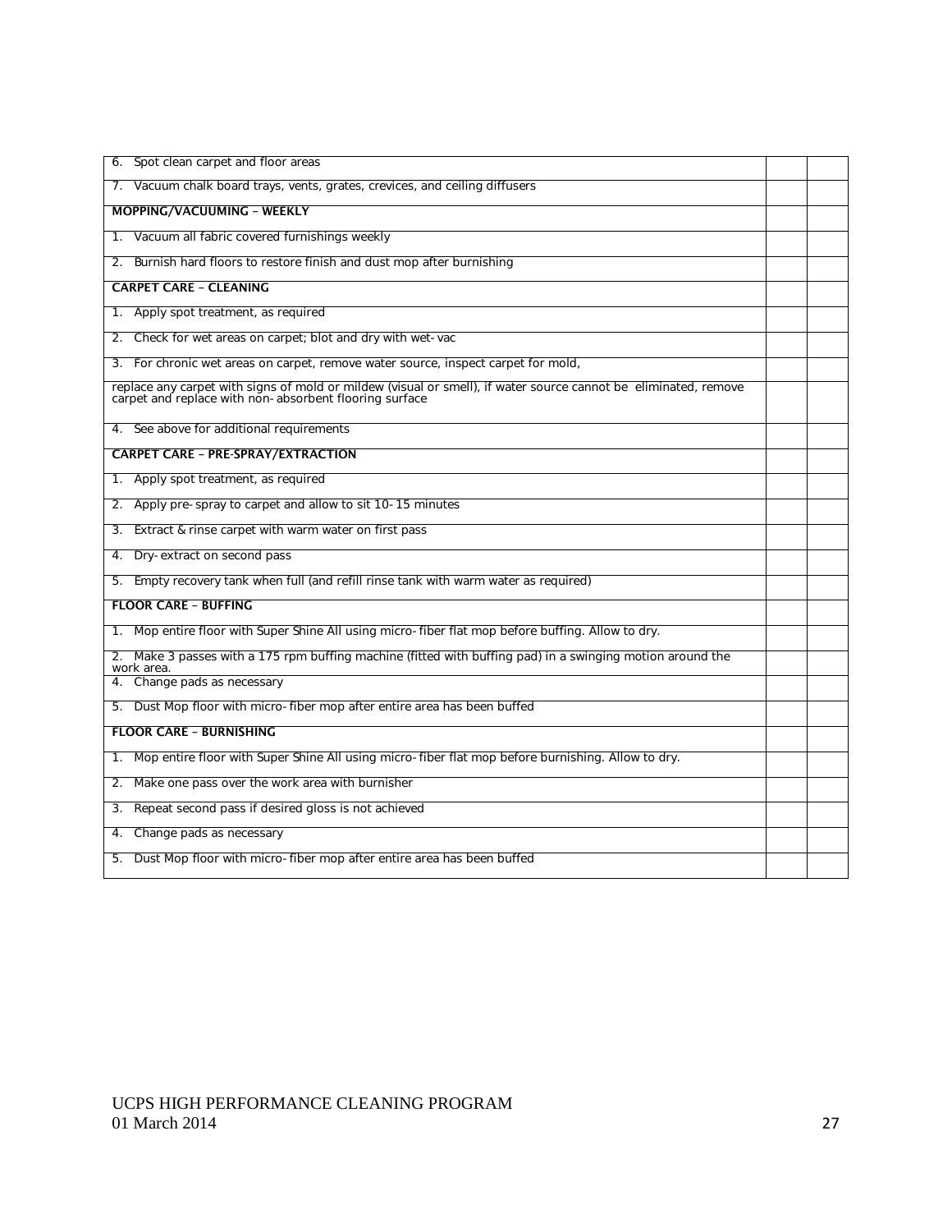| | | |
|---|---|---|
| 6. Spot clean carpet and floor areas | | |
| 7. Vacuum chalk board trays, vents, grates, crevices, and ceiling diffusers | | |
| **MOPPING/VACUUMING – WEEKLY** | | |
| 1. Vacuum all fabric covered furnishings weekly | | |
| 2. Burnish hard floors to restore finish and dust mop after burnishing | | |
| **CARPET CARE – CLEANING** | | |
| 1. Apply spot treatment, as required | | |
| 2. Check for wet areas on carpet; blot and dry with wet-vac | | |
| 3. For chronic wet areas on carpet, remove water source, inspect carpet for mold, | | |
| replace any carpet with signs of mold or mildew (visual or smell), if water source cannot be eliminated, remove carpet and replace with non-absorbent flooring surface | | |
| 4. See above for additional requirements | | |
| **CARPET CARE – PRE-SPRAY/EXTRACTION** | | |
| 1. Apply spot treatment, as required | | |
| 2. Apply pre-spray to carpet and allow to sit 10-15 minutes | | |
| 3. Extract & rinse carpet with warm water on first pass | | |
| 4. Dry-extract on second pass | | |
| 5. Empty recovery tank when full (and refill rinse tank with warm water as required) | | |
| **FLOOR CARE – BUFFING** | | |
| 1. Mop entire floor with Super Shine All using micro-fiber flat mop before buffing. Allow to dry. | | |
| 2. Make 3 passes with a 175 rpm buffing machine (fitted with buffing pad) in a swinging motion around the work area. | | |
| 4. Change pads as necessary | | |
| 5. Dust Mop floor with micro-fiber mop after entire area has been buffed | | |
| **FLOOR CARE – BURNISHING** | | |
| 1. Mop entire floor with Super Shine All using micro-fiber flat mop before burnishing. Allow to dry. | | |
| 2. Make one pass over the work area with burnisher | | |
| 3. Repeat second pass if desired gloss is not achieved | | |
| 4. Change pads as necessary | | |
| 5. Dust Mop floor with micro-fiber mop after entire area has been buffed | | |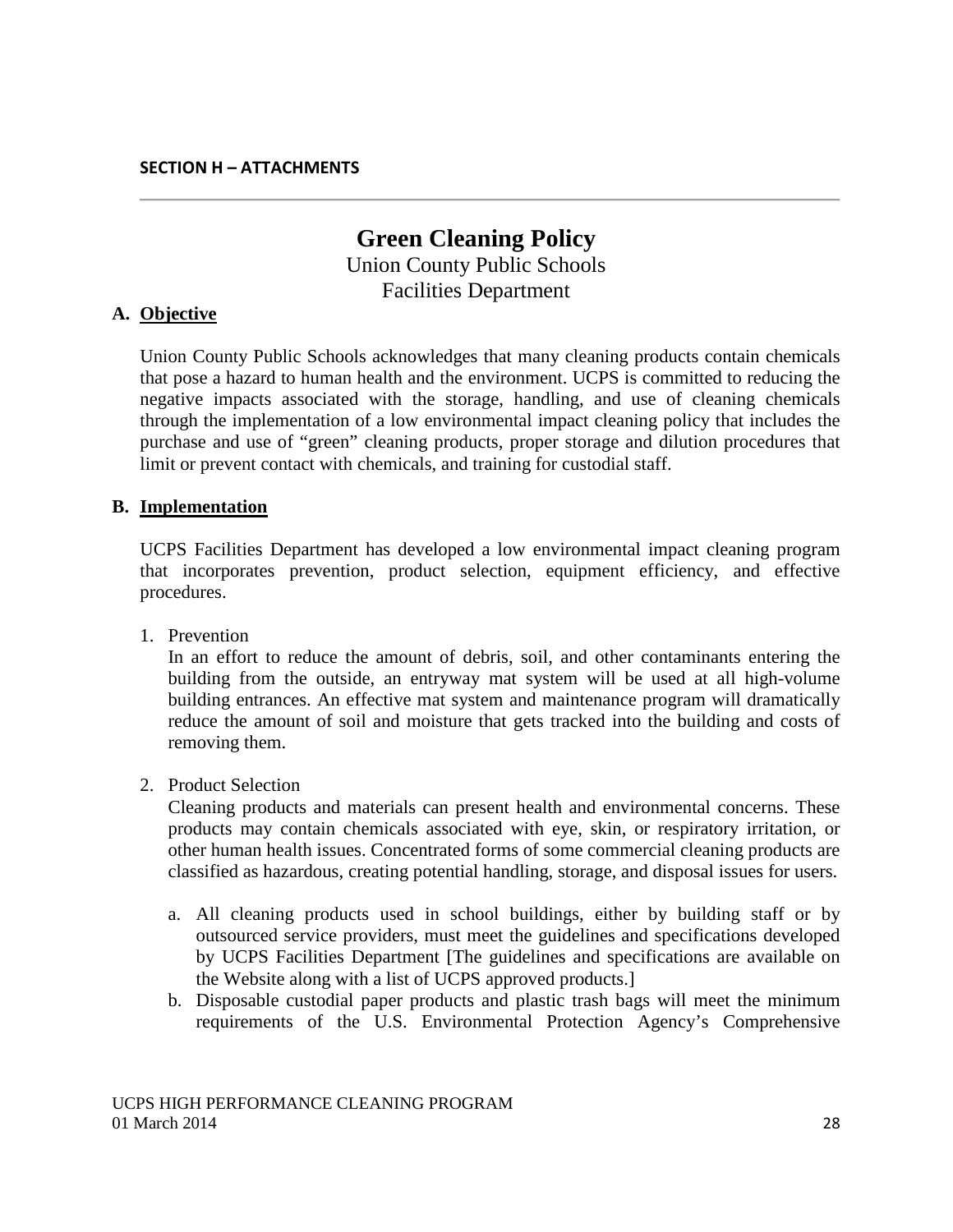**SECTION H – ATTACHMENTS**

---

# Green Cleaning Policy

Union County Public Schools
Facilities Department

## A. Objective

Union County Public Schools acknowledges that many cleaning products contain chemicals that pose a hazard to human health and the environment. UCPS is committed to reducing the negative impacts associated with the storage, handling, and use of cleaning chemicals through the implementation of a low environmental impact cleaning policy that includes the purchase and use of "green" cleaning products, proper storage and dilution procedures that limit or prevent contact with chemicals, and training for custodial staff.

## B. Implementation

UCPS Facilities Department has developed a low environmental impact cleaning program that incorporates prevention, product selection, equipment efficiency, and effective procedures.

1. Prevention
   In an effort to reduce the amount of debris, soil, and other contaminants entering the building from the outside, an entryway mat system will be used at all high-volume building entrances. An effective mat system and maintenance program will dramatically reduce the amount of soil and moisture that gets tracked into the building and costs of removing them.

2. Product Selection
   Cleaning products and materials can present health and environmental concerns. These products may contain chemicals associated with eye, skin, or respiratory irritation, or other human health issues. Concentrated forms of some commercial cleaning products are classified as hazardous, creating potential handling, storage, and disposal issues for users.

   a. All cleaning products used in school buildings, either by building staff or by outsourced service providers, must meet the guidelines and specifications developed by UCPS Facilities Department [The guidelines and specifications are available on the Website along with a list of UCPS approved products.]
   b. Disposable custodial paper products and plastic trash bags will meet the minimum requirements of the U.S. Environmental Protection Agency's Comprehensive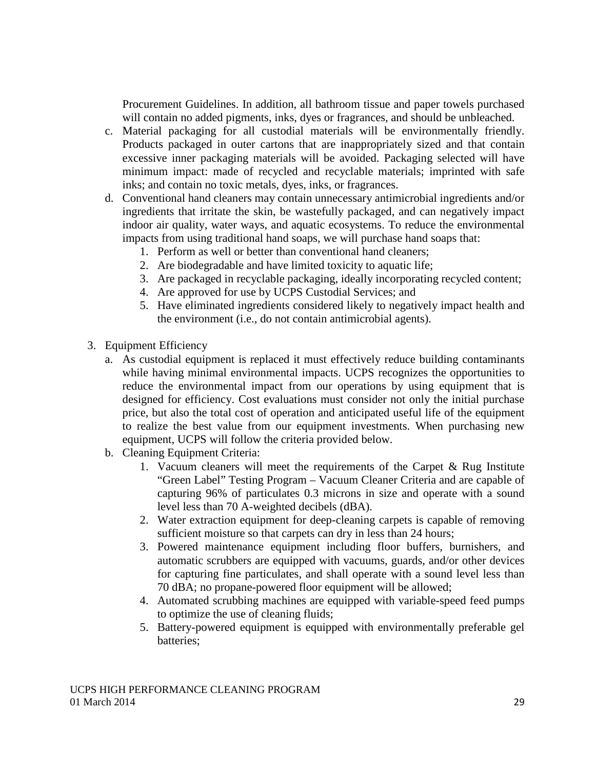Procurement Guidelines. In addition, all bathroom tissue and paper towels purchased will contain no added pigments, inks, dyes or fragrances, and should be unbleached.

c. Material packaging for all custodial materials will be environmentally friendly. Products packaged in outer cartons that are inappropriately sized and that contain excessive inner packaging materials will be avoided. Packaging selected will have minimum impact: made of recycled and recyclable materials; imprinted with safe inks; and contain no toxic metals, dyes, inks, or fragrances.

d. Conventional hand cleaners may contain unnecessary antimicrobial ingredients and/or ingredients that irritate the skin, be wastefully packaged, and can negatively impact indoor air quality, water ways, and aquatic ecosystems. To reduce the environmental impacts from using traditional hand soaps, we will purchase hand soaps that:
   1. Perform as well or better than conventional hand cleaners;
   2. Are biodegradable and have limited toxicity to aquatic life;
   3. Are packaged in recyclable packaging, ideally incorporating recycled content;
   4. Are approved for use by UCPS Custodial Services; and
   5. Have eliminated ingredients considered likely to negatively impact health and the environment (i.e., do not contain antimicrobial agents).

3. Equipment Efficiency
   a. As custodial equipment is replaced it must effectively reduce building contaminants while having minimal environmental impacts. UCPS recognizes the opportunities to reduce the environmental impact from our operations by using equipment that is designed for efficiency. Cost evaluations must consider not only the initial purchase price, but also the total cost of operation and anticipated useful life of the equipment to realize the best value from our equipment investments. When purchasing new equipment, UCPS will follow the criteria provided below.
   b. Cleaning Equipment Criteria:
      1. Vacuum cleaners will meet the requirements of the Carpet & Rug Institute "Green Label" Testing Program – Vacuum Cleaner Criteria and are capable of capturing 96% of particulates 0.3 microns in size and operate with a sound level less than 70 A-weighted decibels (dBA).
      2. Water extraction equipment for deep-cleaning carpets is capable of removing sufficient moisture so that carpets can dry in less than 24 hours;
      3. Powered maintenance equipment including floor buffers, burnishers, and automatic scrubbers are equipped with vacuums, guards, and/or other devices for capturing fine particulates, and shall operate with a sound level less than 70 dBA; no propane-powered floor equipment will be allowed;
      4. Automated scrubbing machines are equipped with variable-speed feed pumps to optimize the use of cleaning fluids;
      5. Battery-powered equipment is equipped with environmentally preferable gel batteries;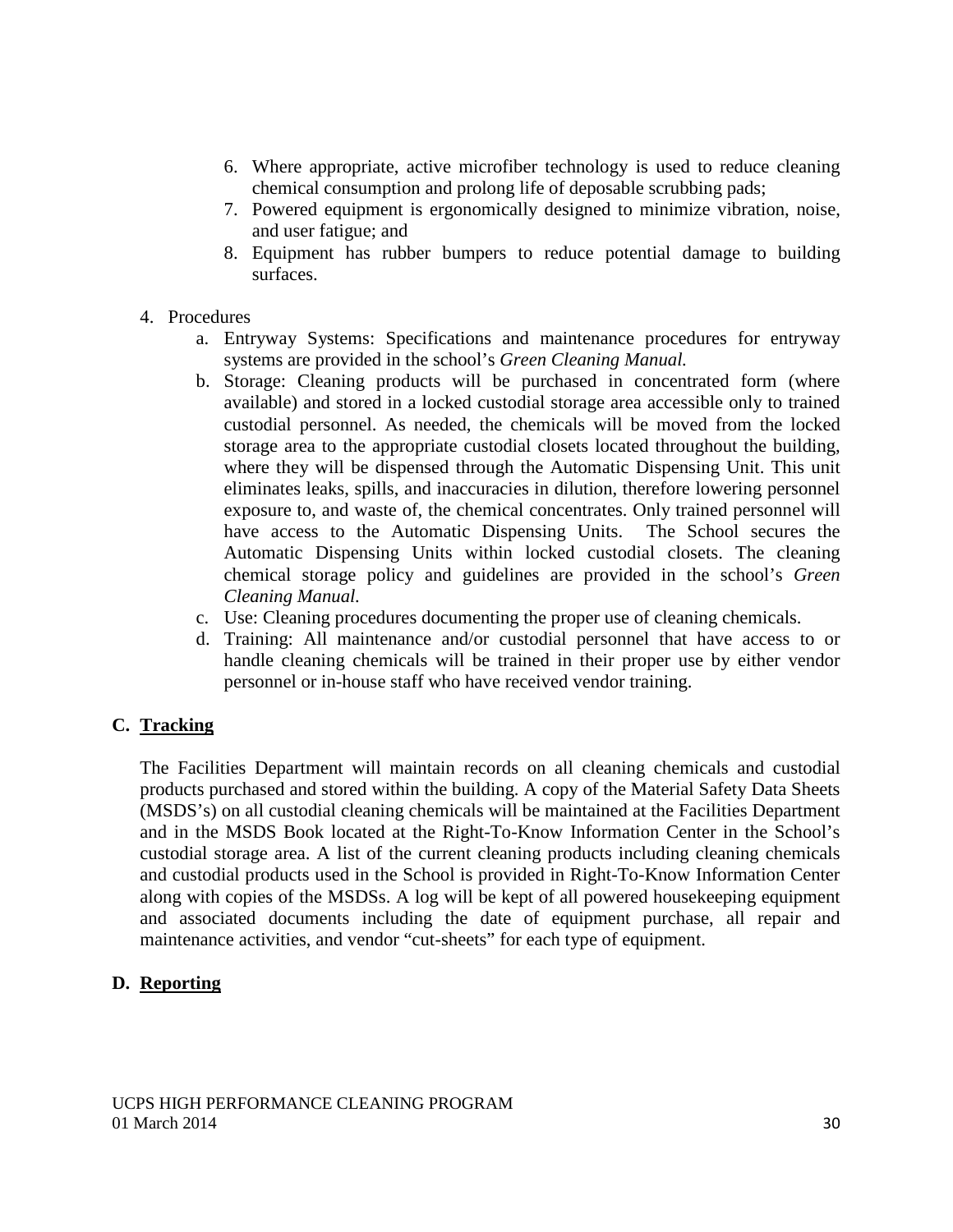6. Where appropriate, active microfiber technology is used to reduce cleaning chemical consumption and prolong life of deposable scrubbing pads;
7. Powered equipment is ergonomically designed to minimize vibration, noise, and user fatigue; and
8. Equipment has rubber bumpers to reduce potential damage to building surfaces.

4. Procedures
   a. Entryway Systems: Specifications and maintenance procedures for entryway systems are provided in the school's *Green Cleaning Manual.*
   b. Storage: Cleaning products will be purchased in concentrated form (where available) and stored in a locked custodial storage area accessible only to trained custodial personnel. As needed, the chemicals will be moved from the locked storage area to the appropriate custodial closets located throughout the building, where they will be dispensed through the Automatic Dispensing Unit. This unit eliminates leaks, spills, and inaccuracies in dilution, therefore lowering personnel exposure to, and waste of, the chemical concentrates. Only trained personnel will have access to the Automatic Dispensing Units. The School secures the Automatic Dispensing Units within locked custodial closets. The cleaning chemical storage policy and guidelines are provided in the school's *Green Cleaning Manual.*
   c. Use: Cleaning procedures documenting the proper use of cleaning chemicals.
   d. Training: All maintenance and/or custodial personnel that have access to or handle cleaning chemicals will be trained in their proper use by either vendor personnel or in-house staff who have received vendor training.

## C. <u>Tracking</u>

The Facilities Department will maintain records on all cleaning chemicals and custodial products purchased and stored within the building. A copy of the Material Safety Data Sheets (MSDS's) on all custodial cleaning chemicals will be maintained at the Facilities Department and in the MSDS Book located at the Right-To-Know Information Center in the School's custodial storage area. A list of the current cleaning products including cleaning chemicals and custodial products used in the School is provided in Right-To-Know Information Center along with copies of the MSDSs. A log will be kept of all powered housekeeping equipment and associated documents including the date of equipment purchase, all repair and maintenance activities, and vendor "cut-sheets" for each type of equipment.

## D. <u>Reporting</u>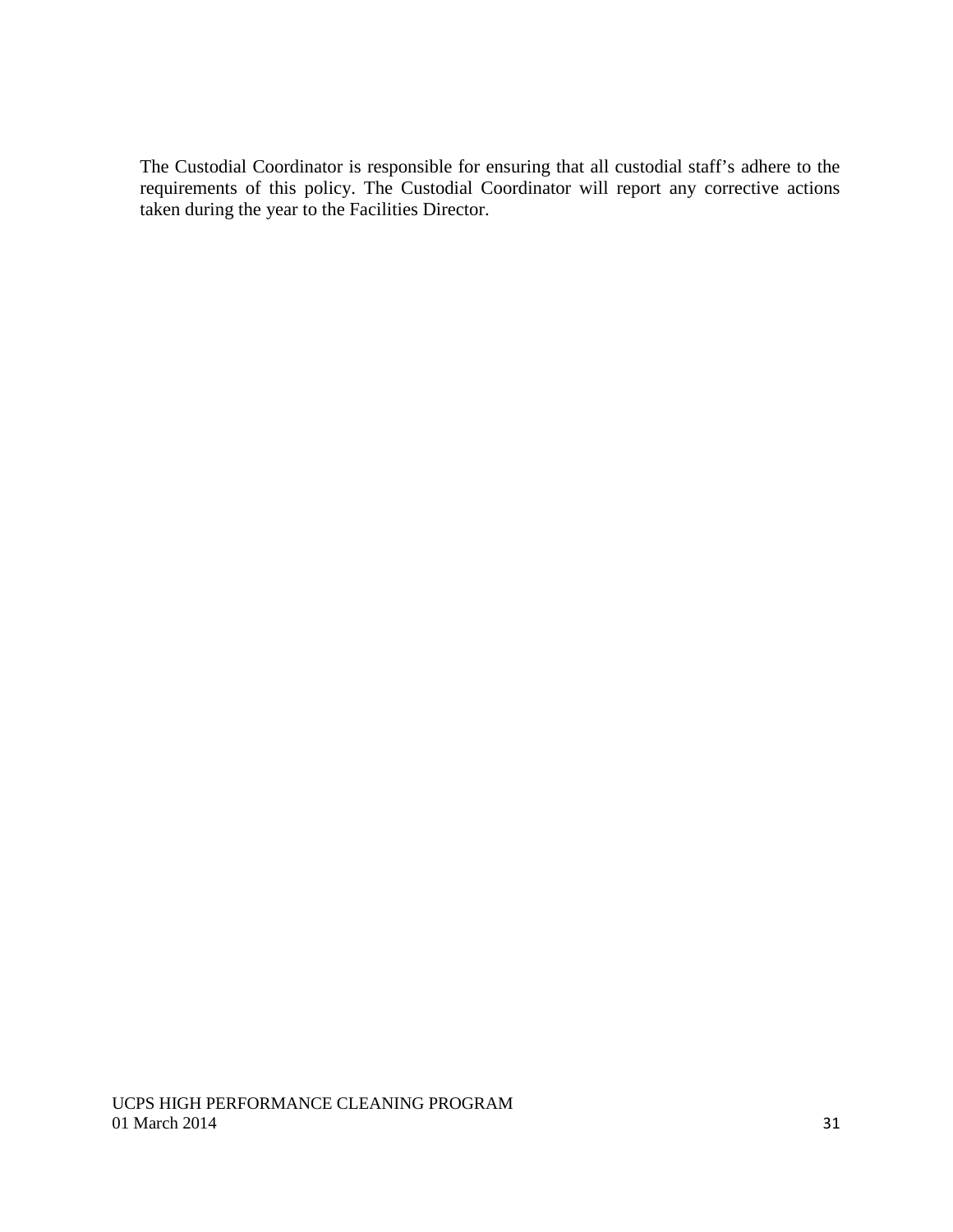The Custodial Coordinator is responsible for ensuring that all custodial staff's adhere to the requirements of this policy. The Custodial Coordinator will report any corrective actions taken during the year to the Facilities Director.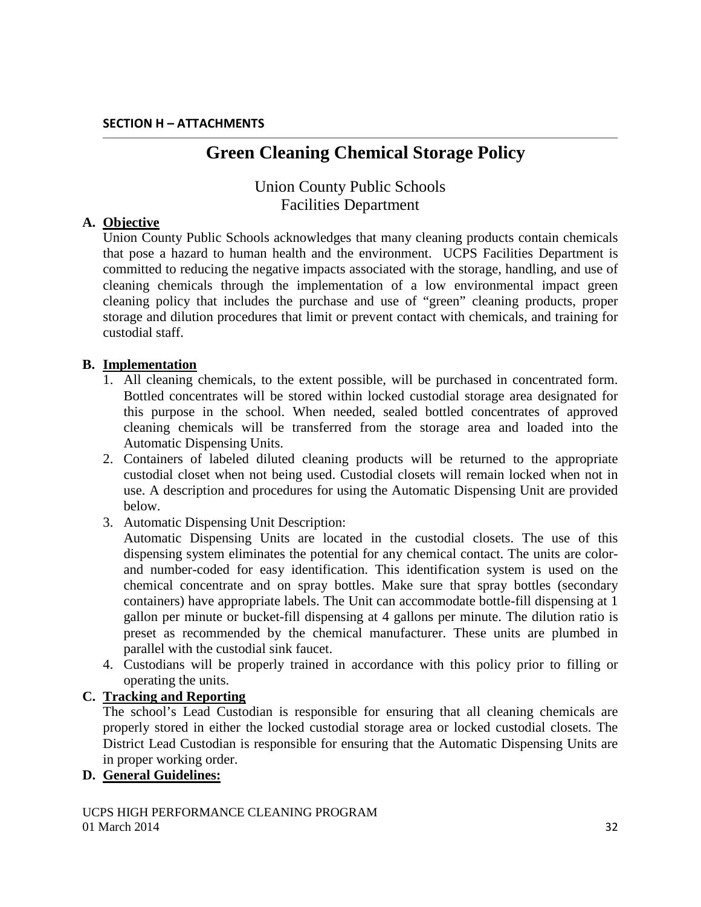**SECTION H – ATTACHMENTS**

# Green Cleaning Chemical Storage Policy

Union County Public Schools
Facilities Department

## A. Objective

Union County Public Schools acknowledges that many cleaning products contain chemicals that pose a hazard to human health and the environment. UCPS Facilities Department is committed to reducing the negative impacts associated with the storage, handling, and use of cleaning chemicals through the implementation of a low environmental impact green cleaning policy that includes the purchase and use of "green" cleaning products, proper storage and dilution procedures that limit or prevent contact with chemicals, and training for custodial staff.

## B. Implementation

1. All cleaning chemicals, to the extent possible, will be purchased in concentrated form. Bottled concentrates will be stored within locked custodial storage area designated for this purpose in the school. When needed, sealed bottled concentrates of approved cleaning chemicals will be transferred from the storage area and loaded into the Automatic Dispensing Units.
2. Containers of labeled diluted cleaning products will be returned to the appropriate custodial closet when not being used. Custodial closets will remain locked when not in use. A description and procedures for using the Automatic Dispensing Unit are provided below.
3. Automatic Dispensing Unit Description:
   Automatic Dispensing Units are located in the custodial closets. The use of this dispensing system eliminates the potential for any chemical contact. The units are color- and number-coded for easy identification. This identification system is used on the chemical concentrate and on spray bottles. Make sure that spray bottles (secondary containers) have appropriate labels. The Unit can accommodate bottle-fill dispensing at 1 gallon per minute or bucket-fill dispensing at 4 gallons per minute. The dilution ratio is preset as recommended by the chemical manufacturer. These units are plumbed in parallel with the custodial sink faucet.
4. Custodians will be properly trained in accordance with this policy prior to filling or operating the units.

## C. Tracking and Reporting

The school's Lead Custodian is responsible for ensuring that all cleaning chemicals are properly stored in either the locked custodial storage area or locked custodial closets. The District Lead Custodian is responsible for ensuring that the Automatic Dispensing Units are in proper working order.

## D. General Guidelines: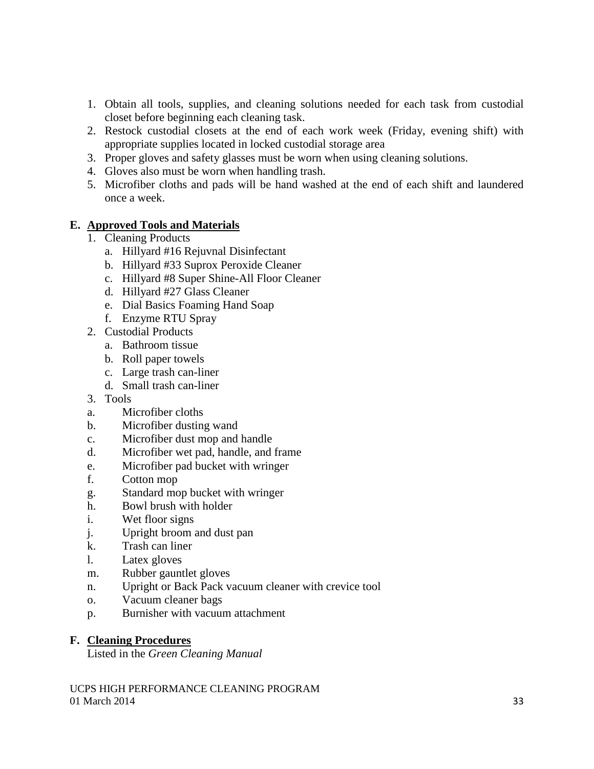1. Obtain all tools, supplies, and cleaning solutions needed for each task from custodial closet before beginning each cleaning task.
2. Restock custodial closets at the end of each work week (Friday, evening shift) with appropriate supplies located in locked custodial storage area
3. Proper gloves and safety glasses must be worn when using cleaning solutions.
4. Gloves also must be worn when handling trash.
5. Microfiber cloths and pads will be hand washed at the end of each shift and laundered once a week.

**E. <u>Approved Tools and Materials</u>**

1. Cleaning Products
   a. Hillyard #16 Rejuvnal Disinfectant
   b. Hillyard #33 Suprox Peroxide Cleaner
   c. Hillyard #8 Super Shine-All Floor Cleaner
   d. Hillyard #27 Glass Cleaner
   e. Dial Basics Foaming Hand Soap
   f. Enzyme RTU Spray
2. Custodial Products
   a. Bathroom tissue
   b. Roll paper towels
   c. Large trash can-liner
   d. Small trash can-liner
3. Tools

a. Microfiber cloths
b. Microfiber dusting wand
c. Microfiber dust mop and handle
d. Microfiber wet pad, handle, and frame
e. Microfiber pad bucket with wringer
f. Cotton mop
g. Standard mop bucket with wringer
h. Bowl brush with holder
i. Wet floor signs
j. Upright broom and dust pan
k. Trash can liner
l. Latex gloves
m. Rubber gauntlet gloves
n. Upright or Back Pack vacuum cleaner with crevice tool
o. Vacuum cleaner bags
p. Burnisher with vacuum attachment

**F. <u>Cleaning Procedures</u>**

Listed in the *Green Cleaning Manual*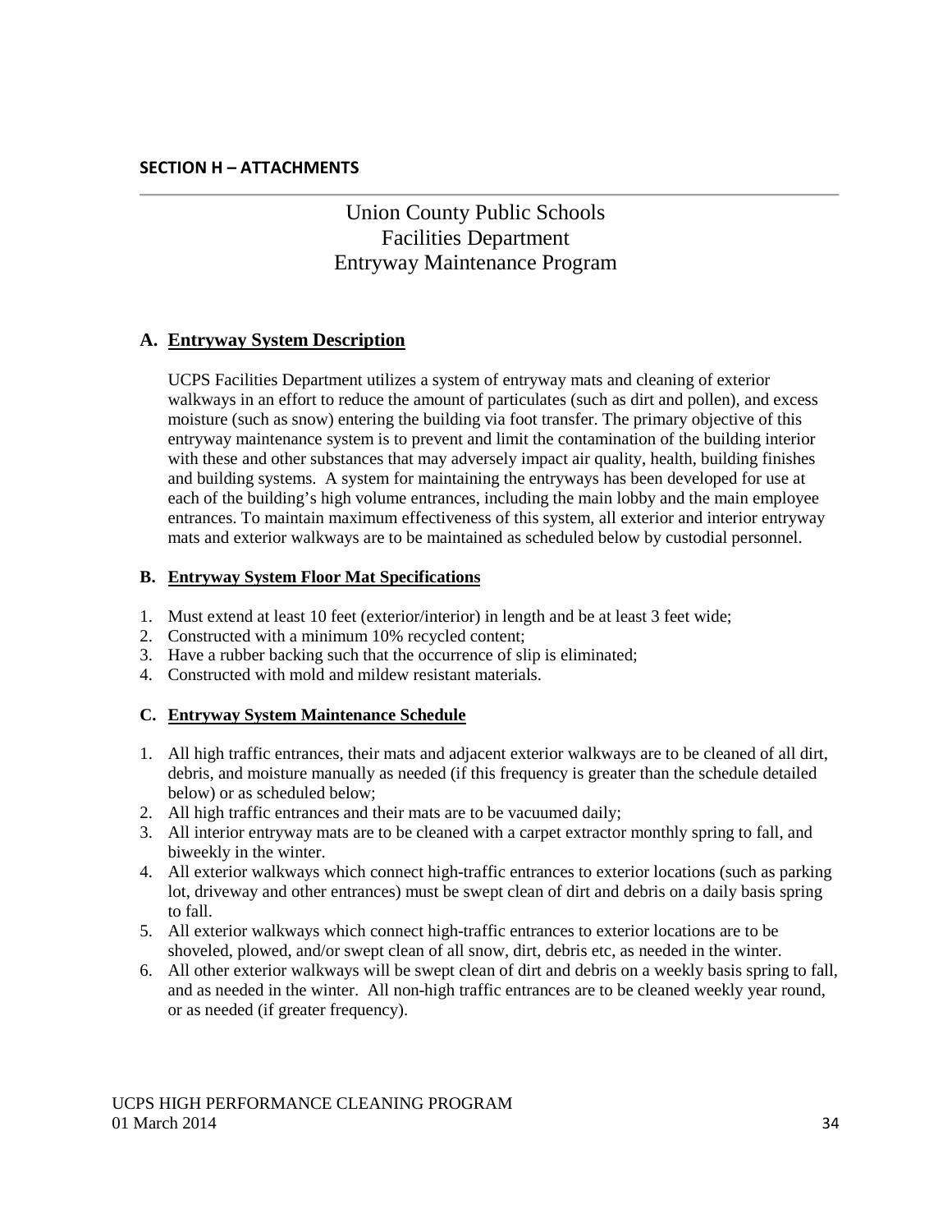## SECTION H – ATTACHMENTS

# Union County Public Schools
# Facilities Department
# Entryway Maintenance Program

### A. Entryway System Description

UCPS Facilities Department utilizes a system of entryway mats and cleaning of exterior walkways in an effort to reduce the amount of particulates (such as dirt and pollen), and excess moisture (such as snow) entering the building via foot transfer. The primary objective of this entryway maintenance system is to prevent and limit the contamination of the building interior with these and other substances that may adversely impact air quality, health, building finishes and building systems. A system for maintaining the entryways has been developed for use at each of the building's high volume entrances, including the main lobby and the main employee entrances. To maintain maximum effectiveness of this system, all exterior and interior entryway mats and exterior walkways are to be maintained as scheduled below by custodial personnel.

### B. Entryway System Floor Mat Specifications

1. Must extend at least 10 feet (exterior/interior) in length and be at least 3 feet wide;
2. Constructed with a minimum 10% recycled content;
3. Have a rubber backing such that the occurrence of slip is eliminated;
4. Constructed with mold and mildew resistant materials.

### C. Entryway System Maintenance Schedule

1. All high traffic entrances, their mats and adjacent exterior walkways are to be cleaned of all dirt, debris, and moisture manually as needed (if this frequency is greater than the schedule detailed below) or as scheduled below;
2. All high traffic entrances and their mats are to be vacuumed daily;
3. All interior entryway mats are to be cleaned with a carpet extractor monthly spring to fall, and biweekly in the winter.
4. All exterior walkways which connect high-traffic entrances to exterior locations (such as parking lot, driveway and other entrances) must be swept clean of dirt and debris on a daily basis spring to fall.
5. All exterior walkways which connect high-traffic entrances to exterior locations are to be shoveled, plowed, and/or swept clean of all snow, dirt, debris etc, as needed in the winter.
6. All other exterior walkways will be swept clean of dirt and debris on a weekly basis spring to fall, and as needed in the winter. All non-high traffic entrances are to be cleaned weekly year round, or as needed (if greater frequency).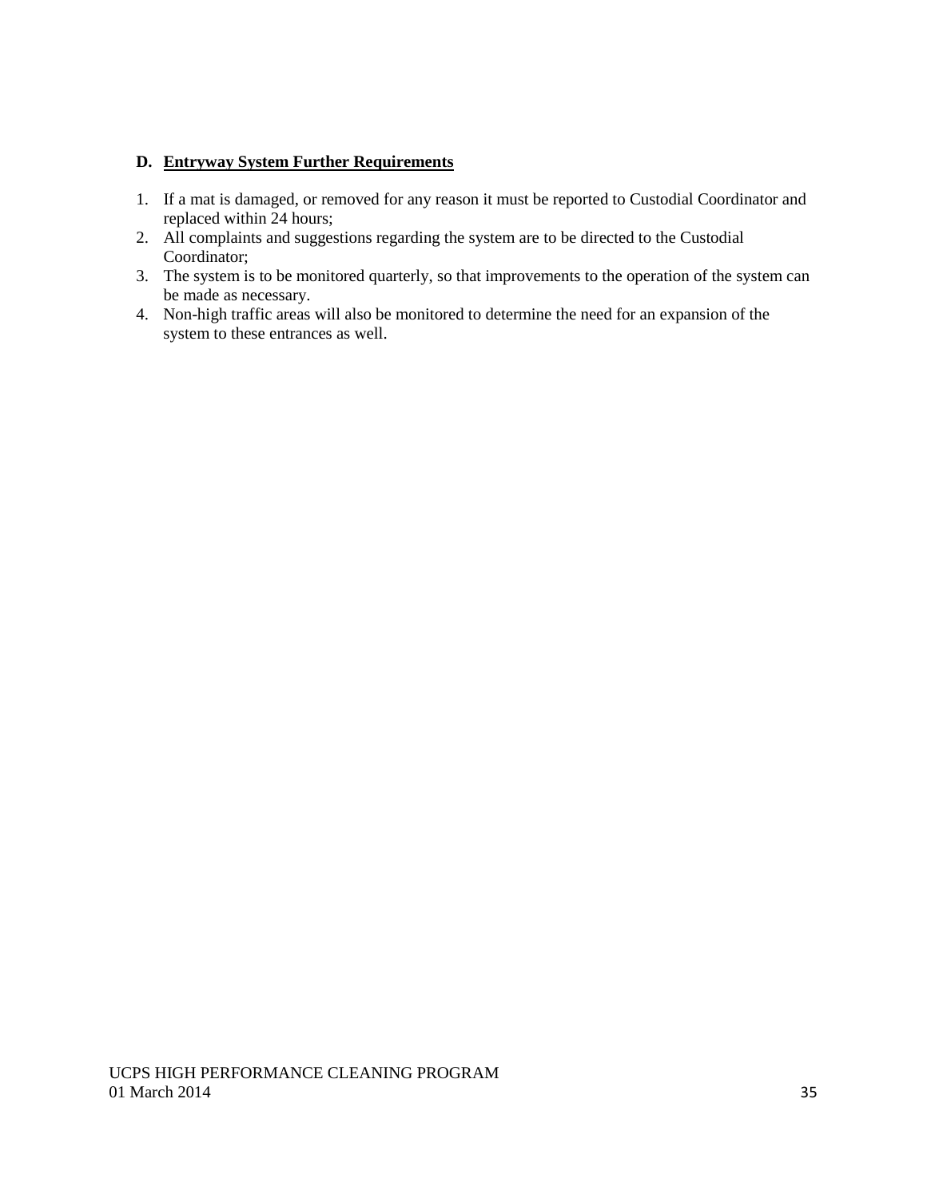### D. **Entryway System Further Requirements**

1. If a mat is damaged, or removed for any reason it must be reported to Custodial Coordinator and replaced within 24 hours;
2. All complaints and suggestions regarding the system are to be directed to the Custodial Coordinator;
3. The system is to be monitored quarterly, so that improvements to the operation of the system can be made as necessary.
4. Non-high traffic areas will also be monitored to determine the need for an expansion of the system to these entrances as well.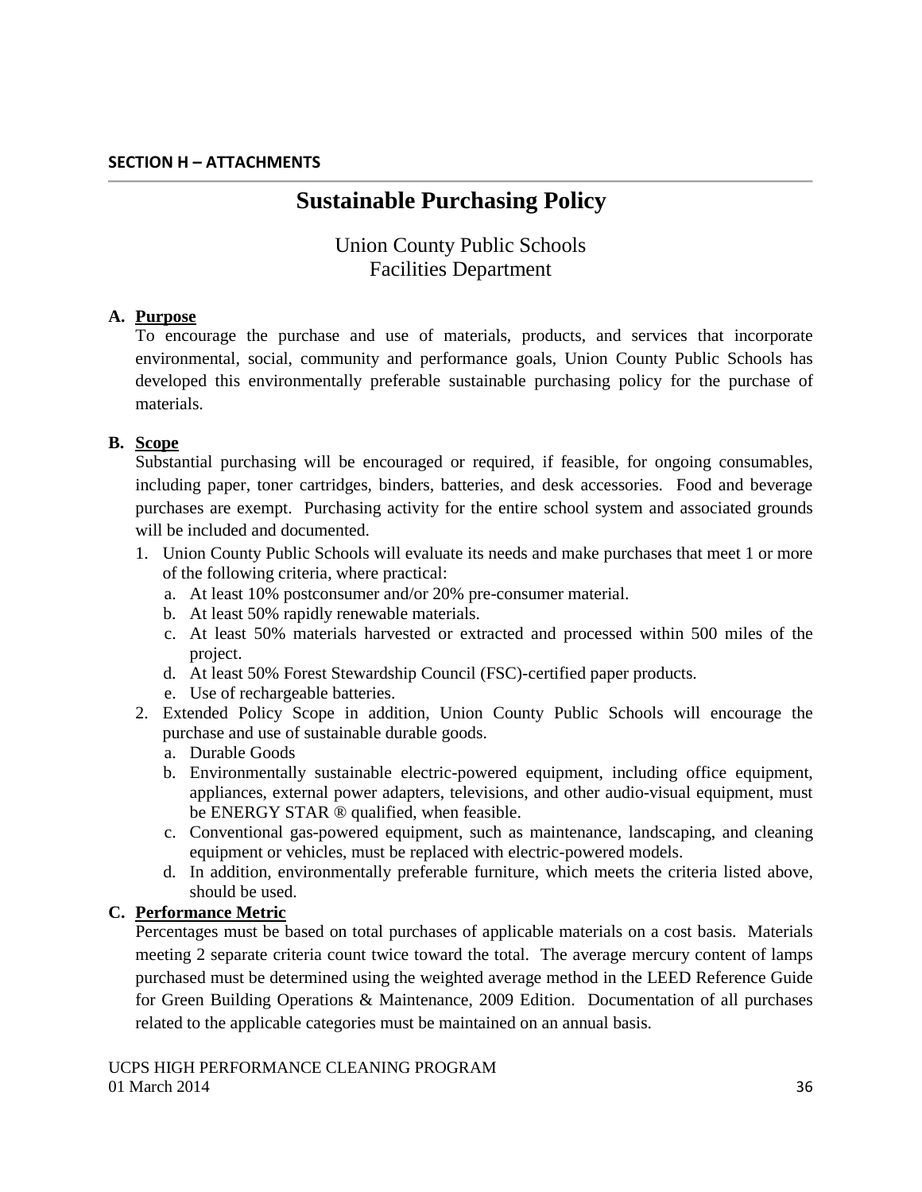**SECTION H – ATTACHMENTS**

# Sustainable Purchasing Policy

Union County Public Schools
Facilities Department

**A. Purpose**

To encourage the purchase and use of materials, products, and services that incorporate environmental, social, community and performance goals, Union County Public Schools has developed this environmentally preferable sustainable purchasing policy for the purchase of materials.

**B. Scope**

Substantial purchasing will be encouraged or required, if feasible, for ongoing consumables, including paper, toner cartridges, binders, batteries, and desk accessories. Food and beverage purchases are exempt. Purchasing activity for the entire school system and associated grounds will be included and documented.

1. Union County Public Schools will evaluate its needs and make purchases that meet 1 or more of the following criteria, where practical:
   a. At least 10% postconsumer and/or 20% pre-consumer material.
   b. At least 50% rapidly renewable materials.
   c. At least 50% materials harvested or extracted and processed within 500 miles of the project.
   d. At least 50% Forest Stewardship Council (FSC)-certified paper products.
   e. Use of rechargeable batteries.
2. Extended Policy Scope in addition, Union County Public Schools will encourage the purchase and use of sustainable durable goods.
   a. Durable Goods
   b. Environmentally sustainable electric-powered equipment, including office equipment, appliances, external power adapters, televisions, and other audio-visual equipment, must be ENERGY STAR ® qualified, when feasible.
   c. Conventional gas-powered equipment, such as maintenance, landscaping, and cleaning equipment or vehicles, must be replaced with electric-powered models.
   d. In addition, environmentally preferable furniture, which meets the criteria listed above, should be used.

**C. Performance Metric**

Percentages must be based on total purchases of applicable materials on a cost basis. Materials meeting 2 separate criteria count twice toward the total. The average mercury content of lamps purchased must be determined using the weighted average method in the LEED Reference Guide for Green Building Operations & Maintenance, 2009 Edition. Documentation of all purchases related to the applicable categories must be maintained on an annual basis.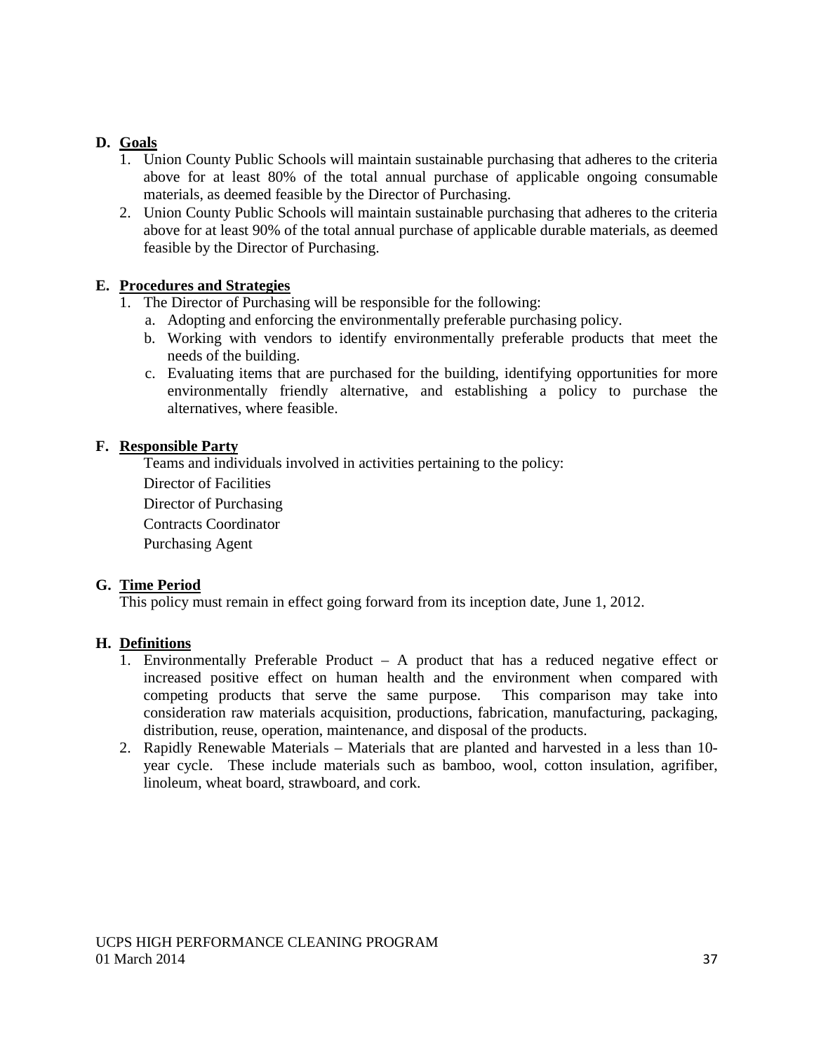**D. Goals**

1. Union County Public Schools will maintain sustainable purchasing that adheres to the criteria above for at least 80% of the total annual purchase of applicable ongoing consumable materials, as deemed feasible by the Director of Purchasing.
2. Union County Public Schools will maintain sustainable purchasing that adheres to the criteria above for at least 90% of the total annual purchase of applicable durable materials, as deemed feasible by the Director of Purchasing.

**E. Procedures and Strategies**

1. The Director of Purchasing will be responsible for the following:
   a. Adopting and enforcing the environmentally preferable purchasing policy.
   b. Working with vendors to identify environmentally preferable products that meet the needs of the building.
   c. Evaluating items that are purchased for the building, identifying opportunities for more environmentally friendly alternative, and establishing a policy to purchase the alternatives, where feasible.

**F. Responsible Party**

Teams and individuals involved in activities pertaining to the policy:

Director of Facilities

Director of Purchasing

Contracts Coordinator

Purchasing Agent

**G. Time Period**

This policy must remain in effect going forward from its inception date, June 1, 2012.

**H. Definitions**

1. Environmentally Preferable Product – A product that has a reduced negative effect or increased positive effect on human health and the environment when compared with competing products that serve the same purpose. This comparison may take into consideration raw materials acquisition, productions, fabrication, manufacturing, packaging, distribution, reuse, operation, maintenance, and disposal of the products.
2. Rapidly Renewable Materials – Materials that are planted and harvested in a less than 10-year cycle. These include materials such as bamboo, wool, cotton insulation, agrifiber, linoleum, wheat board, strawboard, and cork.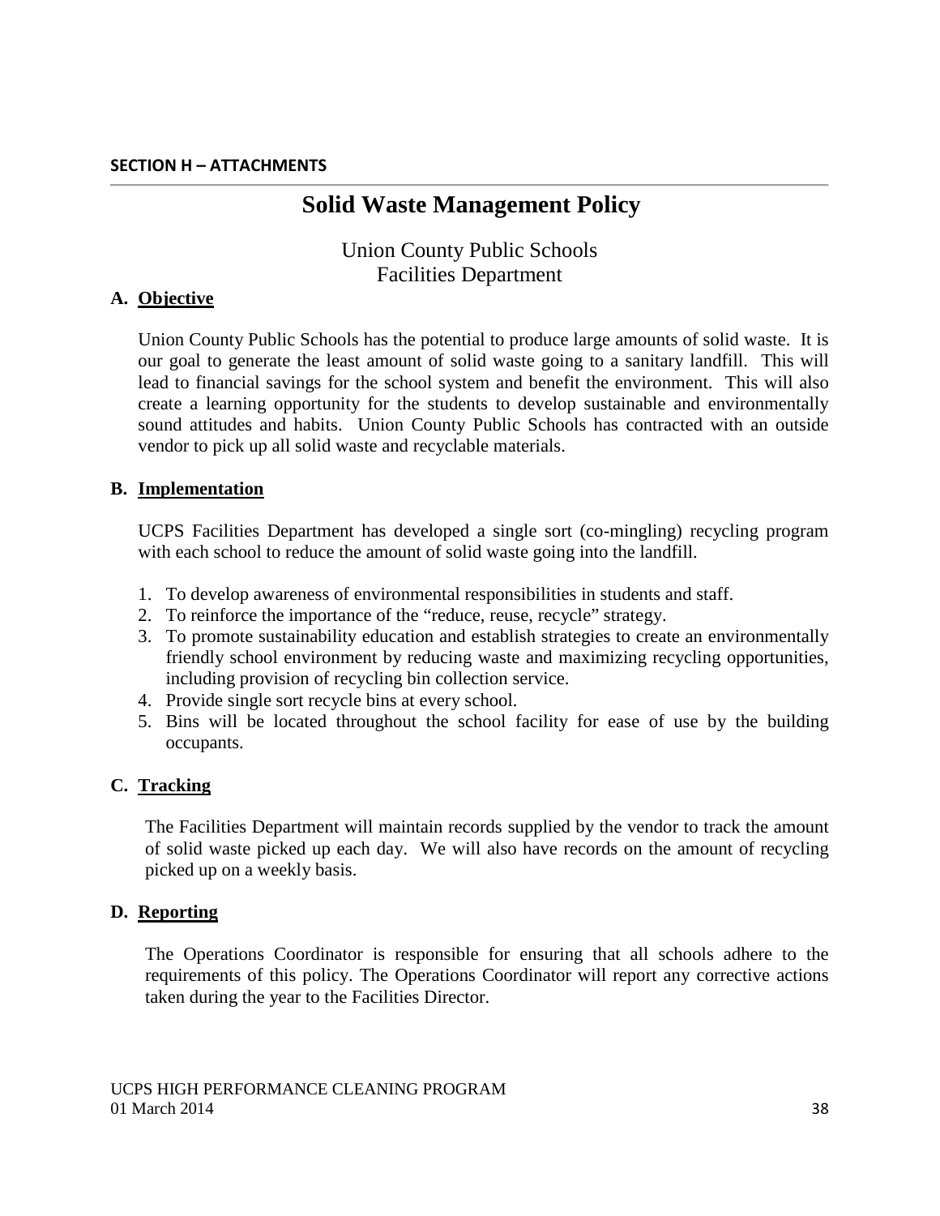**SECTION H – ATTACHMENTS**

# Solid Waste Management Policy

Union County Public Schools
Facilities Department

## A. Objective

Union County Public Schools has the potential to produce large amounts of solid waste. It is our goal to generate the least amount of solid waste going to a sanitary landfill. This will lead to financial savings for the school system and benefit the environment. This will also create a learning opportunity for the students to develop sustainable and environmentally sound attitudes and habits. Union County Public Schools has contracted with an outside vendor to pick up all solid waste and recyclable materials.

## B. Implementation

UCPS Facilities Department has developed a single sort (co-mingling) recycling program with each school to reduce the amount of solid waste going into the landfill.

1. To develop awareness of environmental responsibilities in students and staff.
2. To reinforce the importance of the "reduce, reuse, recycle" strategy.
3. To promote sustainability education and establish strategies to create an environmentally friendly school environment by reducing waste and maximizing recycling opportunities, including provision of recycling bin collection service.
4. Provide single sort recycle bins at every school.
5. Bins will be located throughout the school facility for ease of use by the building occupants.

## C. Tracking

The Facilities Department will maintain records supplied by the vendor to track the amount of solid waste picked up each day. We will also have records on the amount of recycling picked up on a weekly basis.

## D. Reporting

The Operations Coordinator is responsible for ensuring that all schools adhere to the requirements of this policy. The Operations Coordinator will report any corrective actions taken during the year to the Facilities Director.